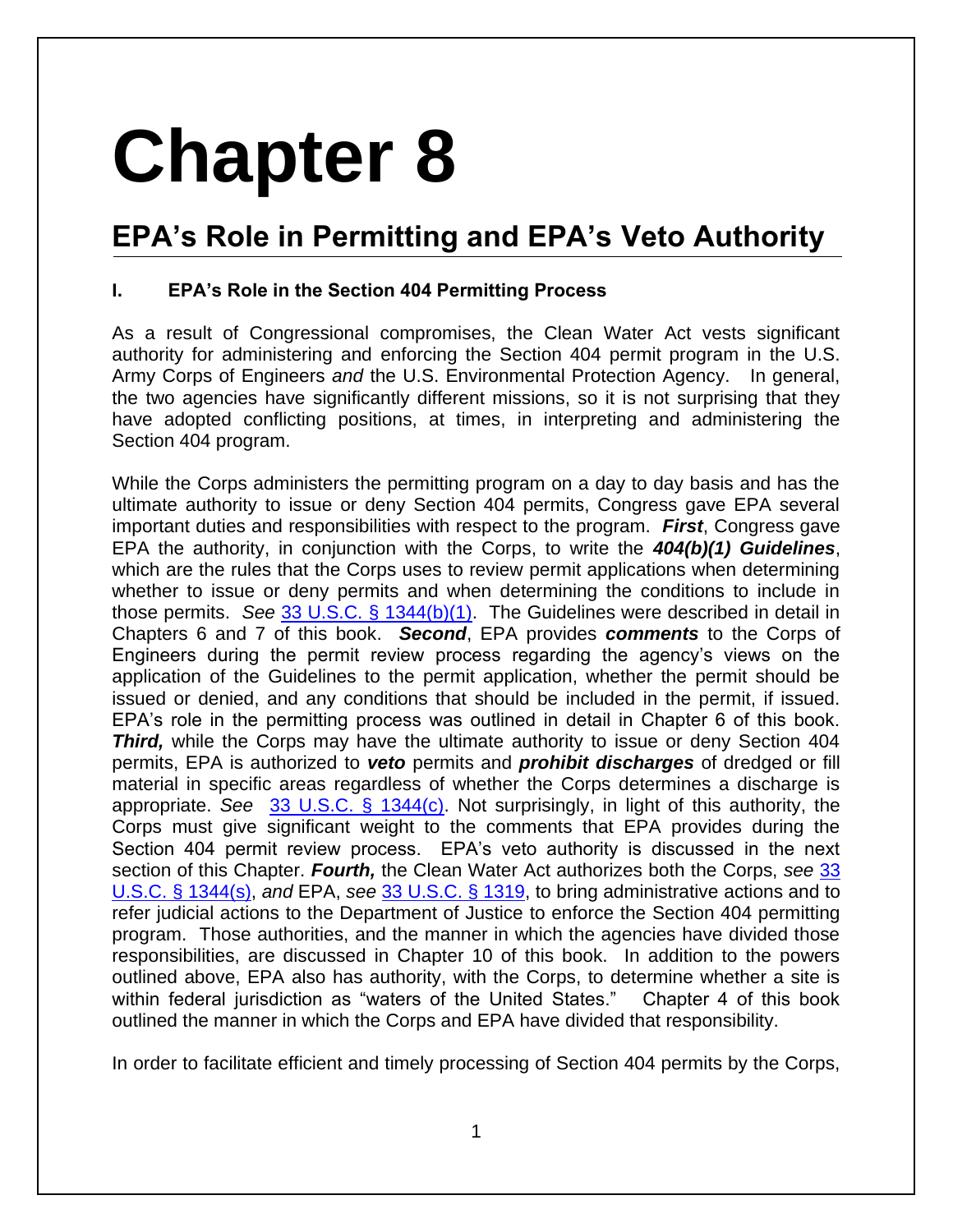# Chapter 8

## EPA's Role in Permitting and EPA's Veto Authority

### I. EPA's Role in the Section 404 Permitting Process

As a result of Congressional compromises, the Clean Water Act vests significant authority for administering and enforcing the Section 404 permit program in the U.S. Army Corps of Engineers *and* the U.S. Environmental Protection Agency. In general, the two agencies have significantly different missions, so it is not surprising that they have adopted conflicting positions, at times, in interpreting and administering the Section 404 program.

While the Corps administers the permitting program on a day to day basis and has the ultimate authority to issue or deny Section 404 permits, Congress gave EPA several important duties and responsibilities with respect to the program. ***First***, Congress gave EPA the authority, in conjunction with the Corps, to write the ***404(b)(1) Guidelines***, which are the rules that the Corps uses to review permit applications when determining whether to issue or deny permits and when determining the conditions to include in those permits. *See* [33 U.S.C. § 1344(b)(1)](). The Guidelines were described in detail in Chapters 6 and 7 of this book. ***Second***, EPA provides ***comments*** to the Corps of Engineers during the permit review process regarding the agency's views on the application of the Guidelines to the permit application, whether the permit should be issued or denied, and any conditions that should be included in the permit, if issued. EPA's role in the permitting process was outlined in detail in Chapter 6 of this book. ***Third,*** while the Corps may have the ultimate authority to issue or deny Section 404 permits, EPA is authorized to ***veto*** permits and ***prohibit discharges*** of dredged or fill material in specific areas regardless of whether the Corps determines a discharge is appropriate. *See* [33 U.S.C. § 1344(c)](). Not surprisingly, in light of this authority, the Corps must give significant weight to the comments that EPA provides during the Section 404 permit review process. EPA's veto authority is discussed in the next section of this Chapter. ***Fourth,*** the Clean Water Act authorizes both the Corps, *see* [33 U.S.C. § 1344(s)](), *and* EPA, *see* [33 U.S.C. § 1319](), to bring administrative actions and to refer judicial actions to the Department of Justice to enforce the Section 404 permitting program. Those authorities, and the manner in which the agencies have divided those responsibilities, are discussed in Chapter 10 of this book. In addition to the powers outlined above, EPA also has authority, with the Corps, to determine whether a site is within federal jurisdiction as "waters of the United States." Chapter 4 of this book outlined the manner in which the Corps and EPA have divided that responsibility.

In order to facilitate efficient and timely processing of Section 404 permits by the Corps,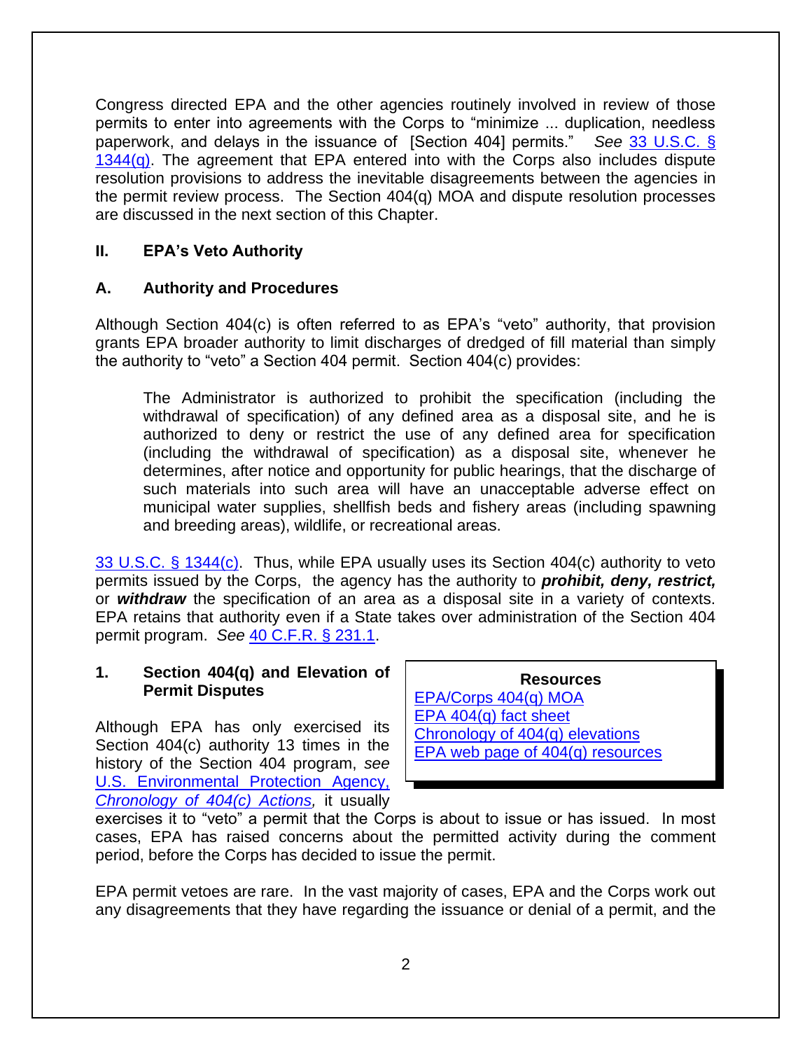Congress directed EPA and the other agencies routinely involved in review of those permits to enter into agreements with the Corps to "minimize ... duplication, needless paperwork, and delays in the issuance of [Section 404] permits." *See* 33 U.S.C. § 1344(q). The agreement that EPA entered into with the Corps also includes dispute resolution provisions to address the inevitable disagreements between the agencies in the permit review process. The Section 404(q) MOA and dispute resolution processes are discussed in the next section of this Chapter.

## II. EPA's Veto Authority

### A. Authority and Procedures

Although Section 404(c) is often referred to as EPA's "veto" authority, that provision grants EPA broader authority to limit discharges of dredged of fill material than simply the authority to "veto" a Section 404 permit. Section 404(c) provides:

> The Administrator is authorized to prohibit the specification (including the withdrawal of specification) of any defined area as a disposal site, and he is authorized to deny or restrict the use of any defined area for specification (including the withdrawal of specification) as a disposal site, whenever he determines, after notice and opportunity for public hearings, that the discharge of such materials into such area will have an unacceptable adverse effect on municipal water supplies, shellfish beds and fishery areas (including spawning and breeding areas), wildlife, or recreational areas.

33 U.S.C. § 1344(c). Thus, while EPA usually uses its Section 404(c) authority to veto permits issued by the Corps, the agency has the authority to ***prohibit, deny, restrict,*** or ***withdraw*** the specification of an area as a disposal site in a variety of contexts. EPA retains that authority even if a State takes over administration of the Section 404 permit program. *See* 40 C.F.R. § 231.1.

#### 1. Section 404(q) and Elevation of Permit Disputes

> **Resources**
> EPA/Corps 404(q) MOA
> EPA 404(q) fact sheet
> Chronology of 404(q) elevations
> EPA web page of 404(q) resources

Although EPA has only exercised its Section 404(c) authority 13 times in the history of the Section 404 program, *see* U.S. Environmental Protection Agency, *Chronology of 404(c) Actions,* it usually exercises it to "veto" a permit that the Corps is about to issue or has issued. In most cases, EPA has raised concerns about the permitted activity during the comment period, before the Corps has decided to issue the permit.

EPA permit vetoes are rare. In the vast majority of cases, EPA and the Corps work out any disagreements that they have regarding the issuance or denial of a permit, and the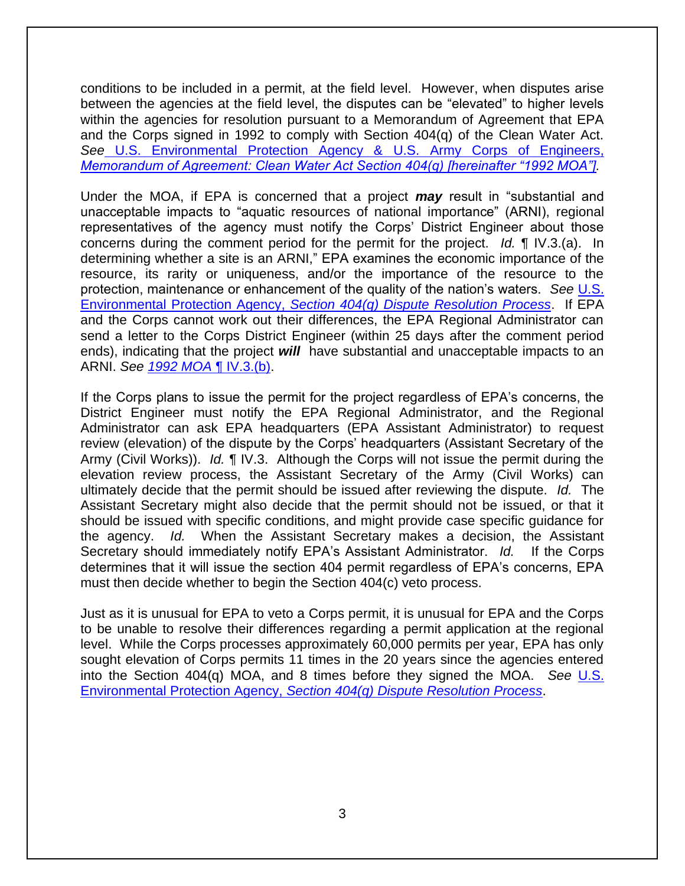conditions to be included in a permit, at the field level. However, when disputes arise between the agencies at the field level, the disputes can be "elevated" to higher levels within the agencies for resolution pursuant to a Memorandum of Agreement that EPA and the Corps signed in 1992 to comply with Section 404(q) of the Clean Water Act. *See* U.S. Environmental Protection Agency & U.S. Army Corps of Engineers, *Memorandum of Agreement: Clean Water Act Section 404(q) [hereinafter "1992 MOA"]*.

Under the MOA, if EPA is concerned that a project ***may*** result in "substantial and unacceptable impacts to "aquatic resources of national importance" (ARNI), regional representatives of the agency must notify the Corps' District Engineer about those concerns during the comment period for the permit for the project. *Id.* ¶ IV.3.(a). In determining whether a site is an ARNI," EPA examines the economic importance of the resource, its rarity or uniqueness, and/or the importance of the resource to the protection, maintenance or enhancement of the quality of the nation's waters. *See* U.S. Environmental Protection Agency, *Section 404(q) Dispute Resolution Process*. If EPA and the Corps cannot work out their differences, the EPA Regional Administrator can send a letter to the Corps District Engineer (within 25 days after the comment period ends), indicating that the project ***will*** have substantial and unacceptable impacts to an ARNI. *See* *1992 MOA* ¶ IV.3.(b).

If the Corps plans to issue the permit for the project regardless of EPA's concerns, the District Engineer must notify the EPA Regional Administrator, and the Regional Administrator can ask EPA headquarters (EPA Assistant Administrator) to request review (elevation) of the dispute by the Corps' headquarters (Assistant Secretary of the Army (Civil Works)). *Id.* ¶ IV.3. Although the Corps will not issue the permit during the elevation review process, the Assistant Secretary of the Army (Civil Works) can ultimately decide that the permit should be issued after reviewing the dispute. *Id.* The Assistant Secretary might also decide that the permit should not be issued, or that it should be issued with specific conditions, and might provide case specific guidance for the agency. *Id.* When the Assistant Secretary makes a decision, the Assistant Secretary should immediately notify EPA's Assistant Administrator. *Id.* If the Corps determines that it will issue the section 404 permit regardless of EPA's concerns, EPA must then decide whether to begin the Section 404(c) veto process.

Just as it is unusual for EPA to veto a Corps permit, it is unusual for EPA and the Corps to be unable to resolve their differences regarding a permit application at the regional level. While the Corps processes approximately 60,000 permits per year, EPA has only sought elevation of Corps permits 11 times in the 20 years since the agencies entered into the Section 404(q) MOA, and 8 times before they signed the MOA. *See* U.S. Environmental Protection Agency, *Section 404(q) Dispute Resolution Process*.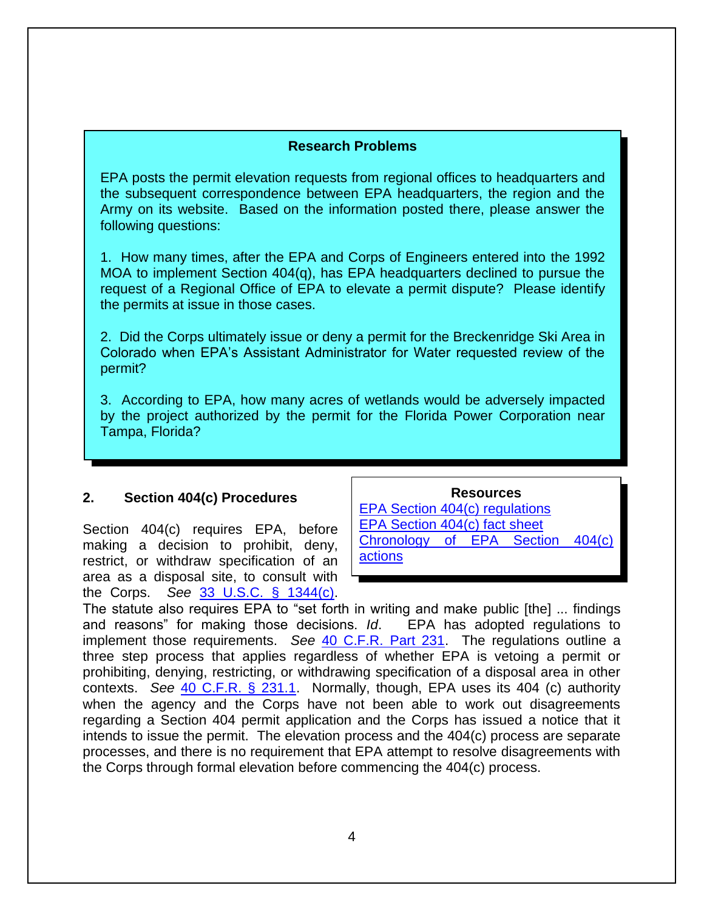**Research Problems**

EPA posts the permit elevation requests from regional offices to headquarters and the subsequent correspondence between EPA headquarters, the region and the Army on its website. Based on the information posted there, please answer the following questions:

1. How many times, after the EPA and Corps of Engineers entered into the 1992 MOA to implement Section 404(q), has EPA headquarters declined to pursue the request of a Regional Office of EPA to elevate a permit dispute? Please identify the permits at issue in those cases.

2. Did the Corps ultimately issue or deny a permit for the Breckenridge Ski Area in Colorado when EPA's Assistant Administrator for Water requested review of the permit?

3. According to EPA, how many acres of wetlands would be adversely impacted by the project authorized by the permit for the Florida Power Corporation near Tampa, Florida?

## 2. Section 404(c) Procedures

**Resources**

- EPA Section 404(c) regulations
- EPA Section 404(c) fact sheet
- Chronology of EPA Section 404(c) actions

Section 404(c) requires EPA, before making a decision to prohibit, deny, restrict, or withdraw specification of an area as a disposal site, to consult with the Corps. *See* 33 U.S.C. § 1344(c). The statute also requires EPA to "set forth in writing and make public [the] ... findings and reasons" for making those decisions. *Id*. EPA has adopted regulations to implement those requirements. *See* 40 C.F.R. Part 231. The regulations outline a three step process that applies regardless of whether EPA is vetoing a permit or prohibiting, denying, restricting, or withdrawing specification of a disposal area in other contexts. *See* 40 C.F.R. § 231.1. Normally, though, EPA uses its 404 (c) authority when the agency and the Corps have not been able to work out disagreements regarding a Section 404 permit application and the Corps has issued a notice that it intends to issue the permit. The elevation process and the 404(c) process are separate processes, and there is no requirement that EPA attempt to resolve disagreements with the Corps through formal elevation before commencing the 404(c) process.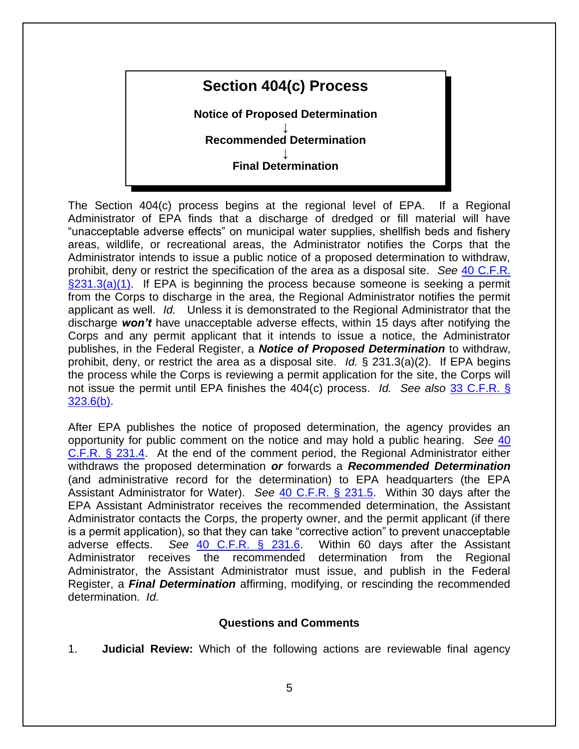**Section 404(c) Process**

**Notice of Proposed Determination**
↓
**Recommended Determination**
↓
**Final Determination**

The Section 404(c) process begins at the regional level of EPA. If a Regional Administrator of EPA finds that a discharge of dredged or fill material will have "unacceptable adverse effects" on municipal water supplies, shellfish beds and fishery areas, wildlife, or recreational areas, the Administrator notifies the Corps that the Administrator intends to issue a public notice of a proposed determination to withdraw, prohibit, deny or restrict the specification of the area as a disposal site. *See* 40 C.F.R. §231.3(a)(1). If EPA is beginning the process because someone is seeking a permit from the Corps to discharge in the area, the Regional Administrator notifies the permit applicant as well. *Id.* Unless it is demonstrated to the Regional Administrator that the discharge ***won't*** have unacceptable adverse effects, within 15 days after notifying the Corps and any permit applicant that it intends to issue a notice, the Administrator publishes, in the Federal Register, a ***Notice of Proposed Determination*** to withdraw, prohibit, deny, or restrict the area as a disposal site. *Id.* § 231.3(a)(2). If EPA begins the process while the Corps is reviewing a permit application for the site, the Corps will not issue the permit until EPA finishes the 404(c) process. *Id.* *See also* 33 C.F.R. § 323.6(b).

After EPA publishes the notice of proposed determination, the agency provides an opportunity for public comment on the notice and may hold a public hearing. *See* 40 C.F.R. § 231.4. At the end of the comment period, the Regional Administrator either withdraws the proposed determination ***or*** forwards a ***Recommended Determination*** (and administrative record for the determination) to EPA headquarters (the EPA Assistant Administrator for Water). *See* 40 C.F.R. § 231.5. Within 30 days after the EPA Assistant Administrator receives the recommended determination, the Assistant Administrator contacts the Corps, the property owner, and the permit applicant (if there is a permit application), so that they can take "corrective action" to prevent unacceptable adverse effects. *See* 40 C.F.R. § 231.6. Within 60 days after the Assistant Administrator receives the recommended determination from the Regional Administrator, the Assistant Administrator must issue, and publish in the Federal Register, a ***Final Determination*** affirming, modifying, or rescinding the recommended determination. *Id.*

**Questions and Comments**

1. **Judicial Review:** Which of the following actions are reviewable final agency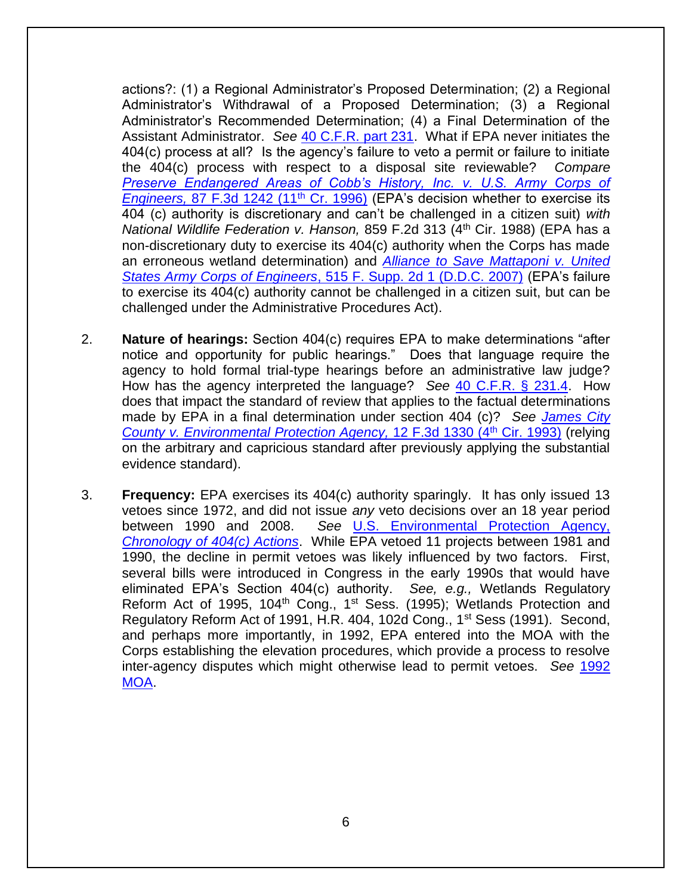actions?: (1) a Regional Administrator's Proposed Determination; (2) a Regional Administrator's Withdrawal of a Proposed Determination; (3) a Regional Administrator's Recommended Determination; (4) a Final Determination of the Assistant Administrator. *See* 40 C.F.R. part 231. What if EPA never initiates the 404(c) process at all? Is the agency's failure to veto a permit or failure to initiate the 404(c) process with respect to a disposal site reviewable? *Compare* *Preserve Endangered Areas of Cobb's History, Inc. v. U.S. Army Corps of Engineers,* 87 F.3d 1242 (11th Cr. 1996) (EPA's decision whether to exercise its 404 (c) authority is discretionary and can't be challenged in a citizen suit) *with* *National Wildlife Federation v. Hanson,* 859 F.2d 313 (4th Cir. 1988) (EPA has a non-discretionary duty to exercise its 404(c) authority when the Corps has made an erroneous wetland determination) and *Alliance to Save Mattaponi v. United States Army Corps of Engineers*, 515 F. Supp. 2d 1 (D.D.C. 2007) (EPA's failure to exercise its 404(c) authority cannot be challenged in a citizen suit, but can be challenged under the Administrative Procedures Act).

2. **Nature of hearings:** Section 404(c) requires EPA to make determinations "after notice and opportunity for public hearings." Does that language require the agency to hold formal trial-type hearings before an administrative law judge? How has the agency interpreted the language? *See* 40 C.F.R. § 231.4. How does that impact the standard of review that applies to the factual determinations made by EPA in a final determination under section 404 (c)? *See* *James City County v. Environmental Protection Agency,* 12 F.3d 1330 (4th Cir. 1993) (relying on the arbitrary and capricious standard after previously applying the substantial evidence standard).

3. **Frequency:** EPA exercises its 404(c) authority sparingly. It has only issued 13 vetoes since 1972, and did not issue *any* veto decisions over an 18 year period between 1990 and 2008. *See* U.S. Environmental Protection Agency, *Chronology of 404(c) Actions*. While EPA vetoed 11 projects between 1981 and 1990, the decline in permit vetoes was likely influenced by two factors. First, several bills were introduced in Congress in the early 1990s that would have eliminated EPA's Section 404(c) authority. *See, e.g.,* Wetlands Regulatory Reform Act of 1995, 104th Cong., 1st Sess. (1995); Wetlands Protection and Regulatory Reform Act of 1991, H.R. 404, 102d Cong., 1st Sess (1991). Second, and perhaps more importantly, in 1992, EPA entered into the MOA with the Corps establishing the elevation procedures, which provide a process to resolve inter-agency disputes which might otherwise lead to permit vetoes. *See* 1992 MOA.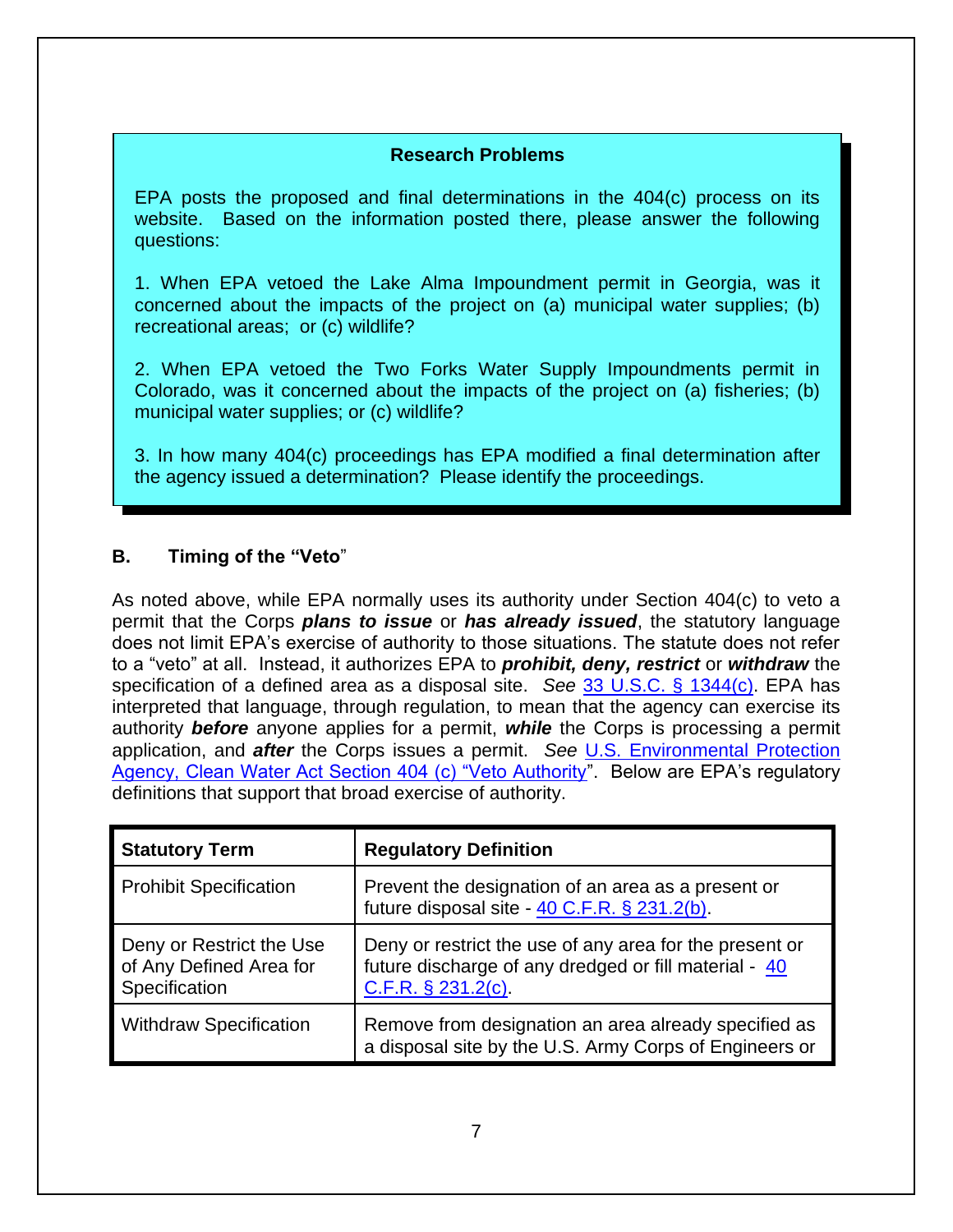**Research Problems**

EPA posts the proposed and final determinations in the 404(c) process on its website. Based on the information posted there, please answer the following questions:

1. When EPA vetoed the Lake Alma Impoundment permit in Georgia, was it concerned about the impacts of the project on (a) municipal water supplies; (b) recreational areas; or (c) wildlife?

2. When EPA vetoed the Two Forks Water Supply Impoundments permit in Colorado, was it concerned about the impacts of the project on (a) fisheries; (b) municipal water supplies; or (c) wildlife?

3. In how many 404(c) proceedings has EPA modified a final determination after the agency issued a determination? Please identify the proceedings.

## B. Timing of the "Veto"

As noted above, while EPA normally uses its authority under Section 404(c) to veto a permit that the Corps ***plans to issue*** or ***has already issued***, the statutory language does not limit EPA's exercise of authority to those situations. The statute does not refer to a "veto" at all. Instead, it authorizes EPA to ***prohibit, deny, restrict*** or ***withdraw*** the specification of a defined area as a disposal site. *See* 33 U.S.C. § 1344(c). EPA has interpreted that language, through regulation, to mean that the agency can exercise its authority ***before*** anyone applies for a permit, ***while*** the Corps is processing a permit application, and ***after*** the Corps issues a permit. *See* U.S. Environmental Protection Agency, Clean Water Act Section 404 (c) "Veto Authority". Below are EPA's regulatory definitions that support that broad exercise of authority.

| Statutory Term | Regulatory Definition |
|---|---|
| Prohibit Specification | Prevent the designation of an area as a present or future disposal site - 40 C.F.R. § 231.2(b). |
| Deny or Restrict the Use of Any Defined Area for Specification | Deny or restrict the use of any area for the present or future discharge of any dredged or fill material - 40 C.F.R. § 231.2(c). |
| Withdraw Specification | Remove from designation an area already specified as a disposal site by the U.S. Army Corps of Engineers or |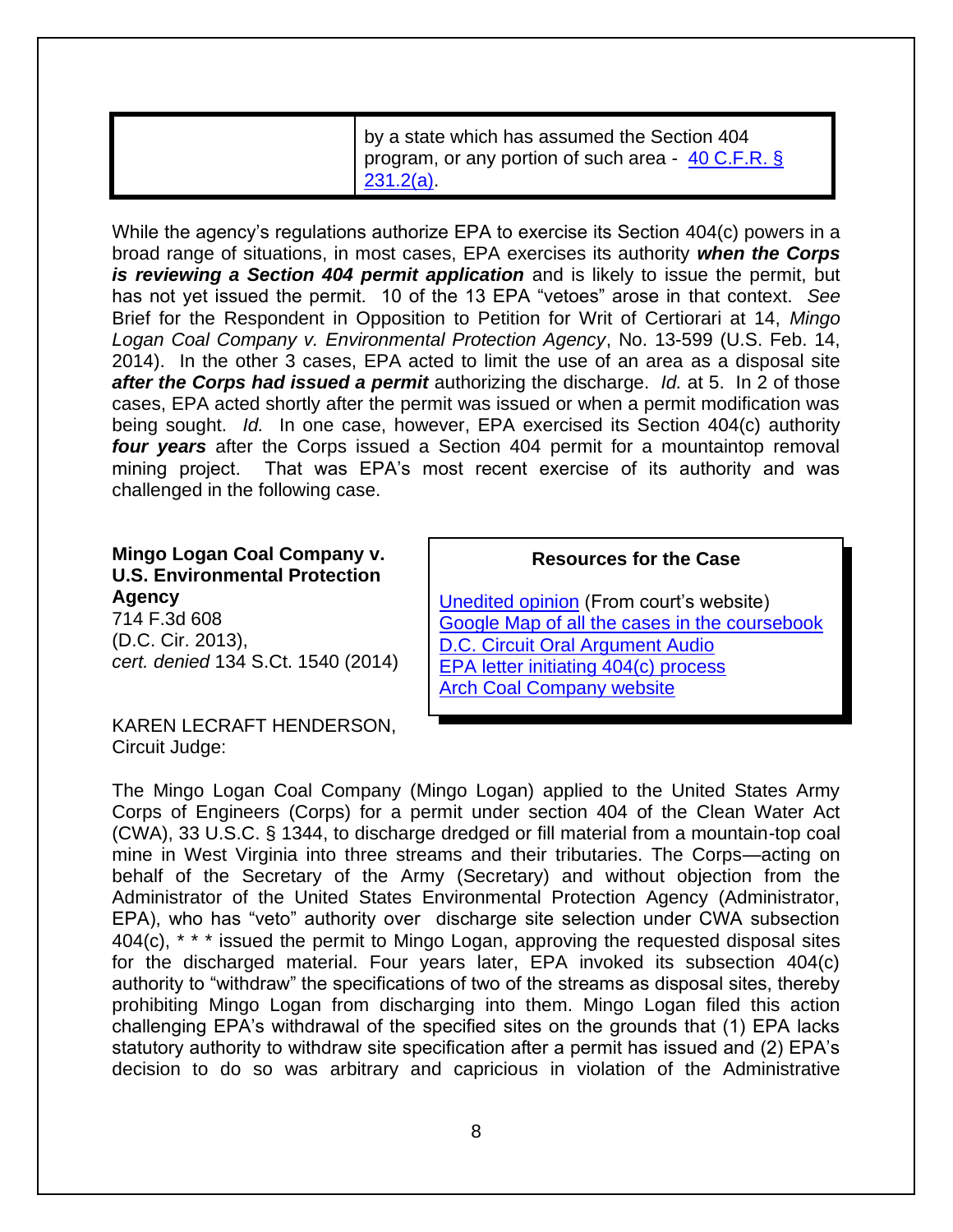| | |
|---|---|
| | by a state which has assumed the Section 404 program, or any portion of such area - [40 C.F.R. § 231.2(a)]. |

While the agency's regulations authorize EPA to exercise its Section 404(c) powers in a broad range of situations, in most cases, EPA exercises its authority ***when the Corps is reviewing a Section 404 permit application*** and is likely to issue the permit, but has not yet issued the permit. 10 of the 13 EPA "vetoes" arose in that context. *See* Brief for the Respondent in Opposition to Petition for Writ of Certiorari at 14, *Mingo Logan Coal Company v. Environmental Protection Agency*, No. 13-599 (U.S. Feb. 14, 2014). In the other 3 cases, EPA acted to limit the use of an area as a disposal site ***after the Corps had issued a permit*** authorizing the discharge. *Id.* at 5. In 2 of those cases, EPA acted shortly after the permit was issued or when a permit modification was being sought. *Id.* In one case, however, EPA exercised its Section 404(c) authority ***four years*** after the Corps issued a Section 404 permit for a mountaintop removal mining project. That was EPA's most recent exercise of its authority and was challenged in the following case.

**Mingo Logan Coal Company v. U.S. Environmental Protection Agency**
714 F.3d 608
(D.C. Cir. 2013),
*cert. denied* 134 S.Ct. 1540 (2014)

| **Resources for the Case** |
|---|
| Unedited opinion (From court's website) |
| Google Map of all the cases in the coursebook |
| D.C. Circuit Oral Argument Audio |
| EPA letter initiating 404(c) process |
| Arch Coal Company website |

KAREN LECRAFT HENDERSON, Circuit Judge:

The Mingo Logan Coal Company (Mingo Logan) applied to the United States Army Corps of Engineers (Corps) for a permit under section 404 of the Clean Water Act (CWA), 33 U.S.C. § 1344, to discharge dredged or fill material from a mountain-top coal mine in West Virginia into three streams and their tributaries. The Corps—acting on behalf of the Secretary of the Army (Secretary) and without objection from the Administrator of the United States Environmental Protection Agency (Administrator, EPA), who has "veto" authority over discharge site selection under CWA subsection 404(c), * * * issued the permit to Mingo Logan, approving the requested disposal sites for the discharged material. Four years later, EPA invoked its subsection 404(c) authority to "withdraw" the specifications of two of the streams as disposal sites, thereby prohibiting Mingo Logan from discharging into them. Mingo Logan filed this action challenging EPA's withdrawal of the specified sites on the grounds that (1) EPA lacks statutory authority to withdraw site specification after a permit has issued and (2) EPA's decision to do so was arbitrary and capricious in violation of the Administrative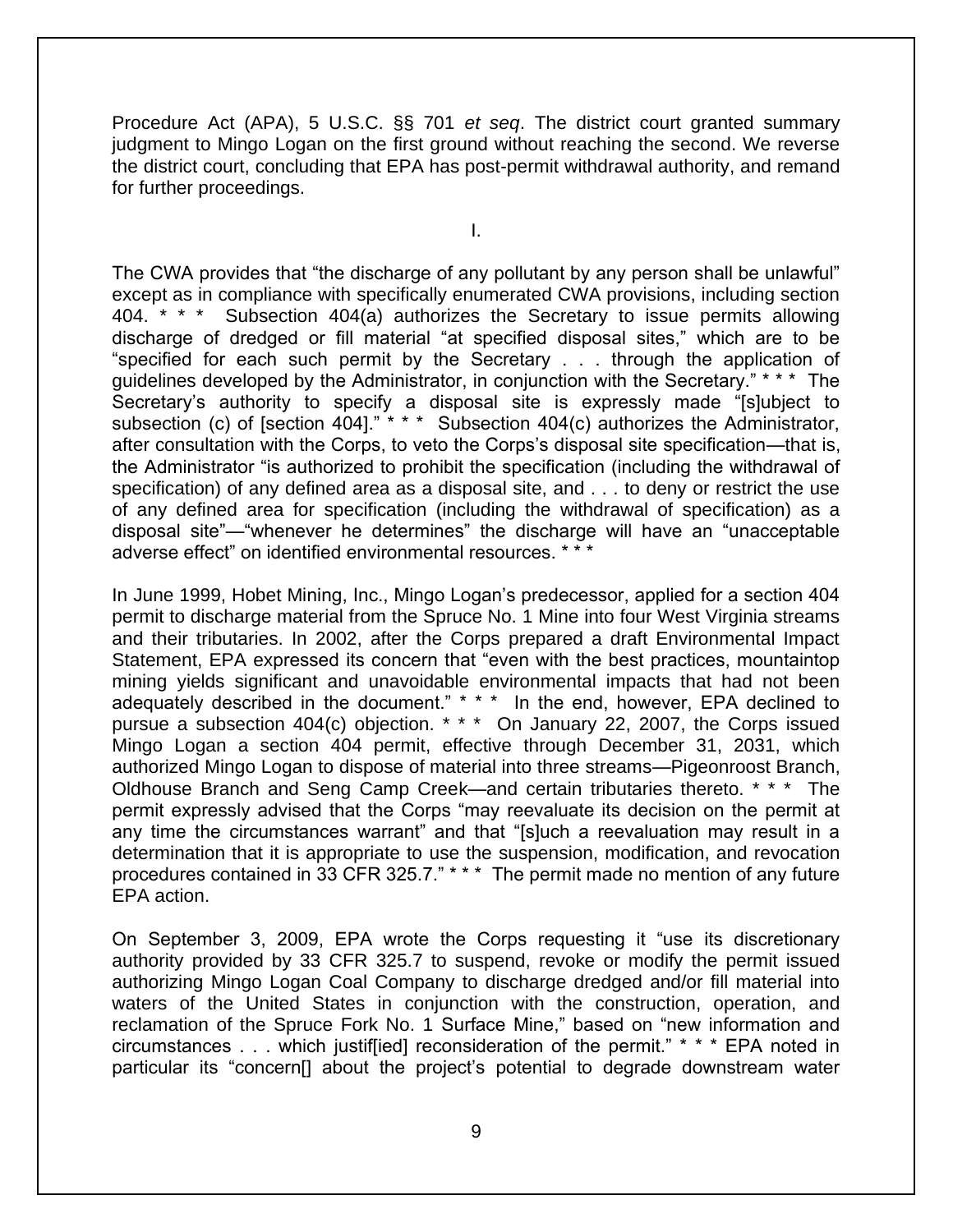Procedure Act (APA), 5 U.S.C. §§ 701 *et seq*. The district court granted summary judgment to Mingo Logan on the first ground without reaching the second. We reverse the district court, concluding that EPA has post-permit withdrawal authority, and remand for further proceedings.

I.

The CWA provides that "the discharge of any pollutant by any person shall be unlawful" except as in compliance with specifically enumerated CWA provisions, including section 404. * * * Subsection 404(a) authorizes the Secretary to issue permits allowing discharge of dredged or fill material "at specified disposal sites," which are to be "specified for each such permit by the Secretary . . . through the application of guidelines developed by the Administrator, in conjunction with the Secretary." * * * The Secretary's authority to specify a disposal site is expressly made "[s]ubject to subsection (c) of [section 404]." * * * Subsection 404(c) authorizes the Administrator, after consultation with the Corps, to veto the Corps's disposal site specification—that is, the Administrator "is authorized to prohibit the specification (including the withdrawal of specification) of any defined area as a disposal site, and . . . to deny or restrict the use of any defined area for specification (including the withdrawal of specification) as a disposal site"—"whenever he determines" the discharge will have an "unacceptable adverse effect" on identified environmental resources. * * *

In June 1999, Hobet Mining, Inc., Mingo Logan's predecessor, applied for a section 404 permit to discharge material from the Spruce No. 1 Mine into four West Virginia streams and their tributaries. In 2002, after the Corps prepared a draft Environmental Impact Statement, EPA expressed its concern that "even with the best practices, mountaintop mining yields significant and unavoidable environmental impacts that had not been adequately described in the document." * * * In the end, however, EPA declined to pursue a subsection 404(c) objection. * * * On January 22, 2007, the Corps issued Mingo Logan a section 404 permit, effective through December 31, 2031, which authorized Mingo Logan to dispose of material into three streams—Pigeonroost Branch, Oldhouse Branch and Seng Camp Creek—and certain tributaries thereto. * * * The permit expressly advised that the Corps "may reevaluate its decision on the permit at any time the circumstances warrant" and that "[s]uch a reevaluation may result in a determination that it is appropriate to use the suspension, modification, and revocation procedures contained in 33 CFR 325.7." * * * The permit made no mention of any future EPA action.

On September 3, 2009, EPA wrote the Corps requesting it "use its discretionary authority provided by 33 CFR 325.7 to suspend, revoke or modify the permit issued authorizing Mingo Logan Coal Company to discharge dredged and/or fill material into waters of the United States in conjunction with the construction, operation, and reclamation of the Spruce Fork No. 1 Surface Mine," based on "new information and circumstances . . . which justif[ied] reconsideration of the permit." * * * EPA noted in particular its "concern[] about the project's potential to degrade downstream water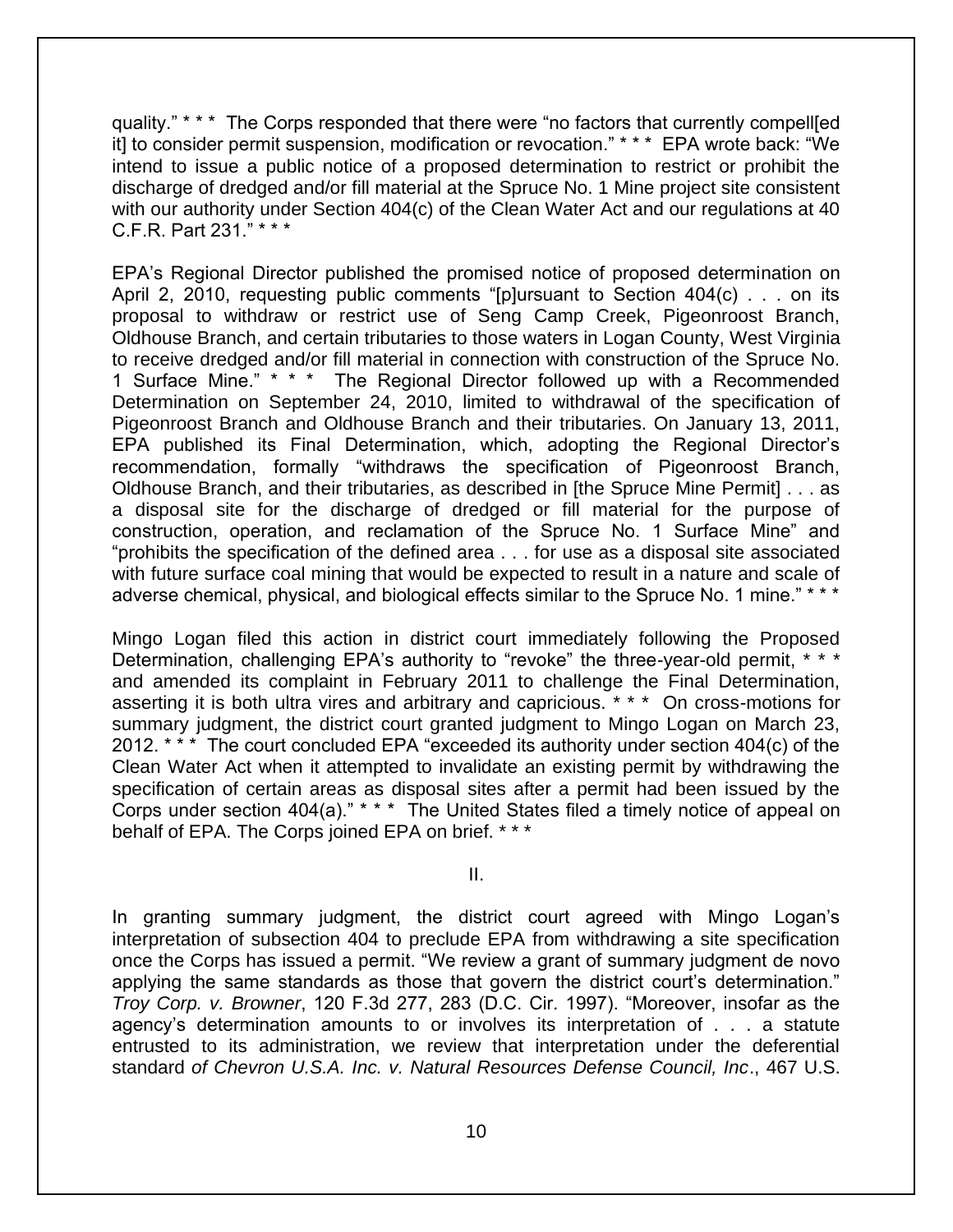quality." * * * The Corps responded that there were "no factors that currently compell[ed it] to consider permit suspension, modification or revocation." * * * EPA wrote back: "We intend to issue a public notice of a proposed determination to restrict or prohibit the discharge of dredged and/or fill material at the Spruce No. 1 Mine project site consistent with our authority under Section 404(c) of the Clean Water Act and our regulations at 40 C.F.R. Part 231." * * *

EPA's Regional Director published the promised notice of proposed determination on April 2, 2010, requesting public comments "[p]ursuant to Section 404(c) . . . on its proposal to withdraw or restrict use of Seng Camp Creek, Pigeonroost Branch, Oldhouse Branch, and certain tributaries to those waters in Logan County, West Virginia to receive dredged and/or fill material in connection with construction of the Spruce No. 1 Surface Mine." * * * The Regional Director followed up with a Recommended Determination on September 24, 2010, limited to withdrawal of the specification of Pigeonroost Branch and Oldhouse Branch and their tributaries. On January 13, 2011, EPA published its Final Determination, which, adopting the Regional Director's recommendation, formally "withdraws the specification of Pigeonroost Branch, Oldhouse Branch, and their tributaries, as described in [the Spruce Mine Permit] . . . as a disposal site for the discharge of dredged or fill material for the purpose of construction, operation, and reclamation of the Spruce No. 1 Surface Mine" and "prohibits the specification of the defined area . . . for use as a disposal site associated with future surface coal mining that would be expected to result in a nature and scale of adverse chemical, physical, and biological effects similar to the Spruce No. 1 mine." * * *

Mingo Logan filed this action in district court immediately following the Proposed Determination, challenging EPA's authority to "revoke" the three-year-old permit, * * * and amended its complaint in February 2011 to challenge the Final Determination, asserting it is both ultra vires and arbitrary and capricious. * * * On cross-motions for summary judgment, the district court granted judgment to Mingo Logan on March 23, 2012. * * * The court concluded EPA "exceeded its authority under section 404(c) of the Clean Water Act when it attempted to invalidate an existing permit by withdrawing the specification of certain areas as disposal sites after a permit had been issued by the Corps under section 404(a)." * * * The United States filed a timely notice of appeal on behalf of EPA. The Corps joined EPA on brief. * * *

II.

In granting summary judgment, the district court agreed with Mingo Logan's interpretation of subsection 404 to preclude EPA from withdrawing a site specification once the Corps has issued a permit. "We review a grant of summary judgment de novo applying the same standards as those that govern the district court's determination." *Troy Corp. v. Browner*, 120 F.3d 277, 283 (D.C. Cir. 1997). "Moreover, insofar as the agency's determination amounts to or involves its interpretation of . . . a statute entrusted to its administration, we review that interpretation under the deferential standard *of Chevron U.S.A. Inc. v. Natural Resources Defense Council, Inc*., 467 U.S.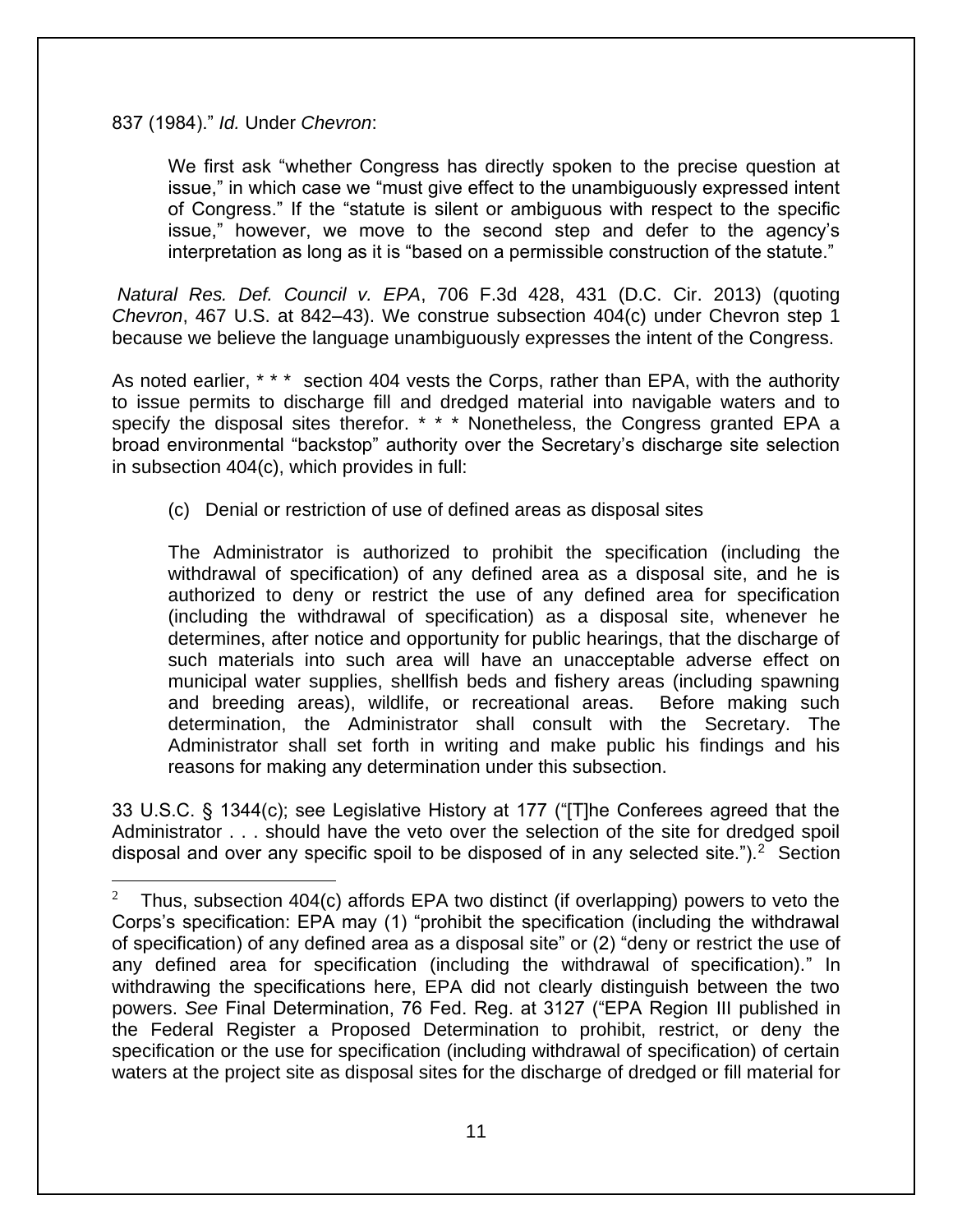837 (1984)." *Id.* Under *Chevron*:

> We first ask "whether Congress has directly spoken to the precise question at issue," in which case we "must give effect to the unambiguously expressed intent of Congress." If the "statute is silent or ambiguous with respect to the specific issue," however, we move to the second step and defer to the agency's interpretation as long as it is "based on a permissible construction of the statute."

*Natural Res. Def. Council v. EPA*, 706 F.3d 428, 431 (D.C. Cir. 2013) (quoting *Chevron*, 467 U.S. at 842–43). We construe subsection 404(c) under Chevron step 1 because we believe the language unambiguously expresses the intent of the Congress.

As noted earlier, * * * section 404 vests the Corps, rather than EPA, with the authority to issue permits to discharge fill and dredged material into navigable waters and to specify the disposal sites therefor. * * * Nonetheless, the Congress granted EPA a broad environmental "backstop" authority over the Secretary's discharge site selection in subsection 404(c), which provides in full:

> (c) Denial or restriction of use of defined areas as disposal sites
>
> The Administrator is authorized to prohibit the specification (including the withdrawal of specification) of any defined area as a disposal site, and he is authorized to deny or restrict the use of any defined area for specification (including the withdrawal of specification) as a disposal site, whenever he determines, after notice and opportunity for public hearings, that the discharge of such materials into such area will have an unacceptable adverse effect on municipal water supplies, shellfish beds and fishery areas (including spawning and breeding areas), wildlife, or recreational areas. Before making such determination, the Administrator shall consult with the Secretary. The Administrator shall set forth in writing and make public his findings and his reasons for making any determination under this subsection.

33 U.S.C. § 1344(c); see Legislative History at 177 ("[T]he Conferees agreed that the Administrator . . . should have the veto over the selection of the site for dredged spoil disposal and over any specific spoil to be disposed of in any selected site.").[2] Section

---

[2] Thus, subsection 404(c) affords EPA two distinct (if overlapping) powers to veto the Corps's specification: EPA may (1) "prohibit the specification (including the withdrawal of specification) of any defined area as a disposal site" or (2) "deny or restrict the use of any defined area for specification (including the withdrawal of specification)." In withdrawing the specifications here, EPA did not clearly distinguish between the two powers. *See* Final Determination, 76 Fed. Reg. at 3127 ("EPA Region III published in the Federal Register a Proposed Determination to prohibit, restrict, or deny the specification or the use for specification (including withdrawal of specification) of certain waters at the project site as disposal sites for the discharge of dredged or fill material for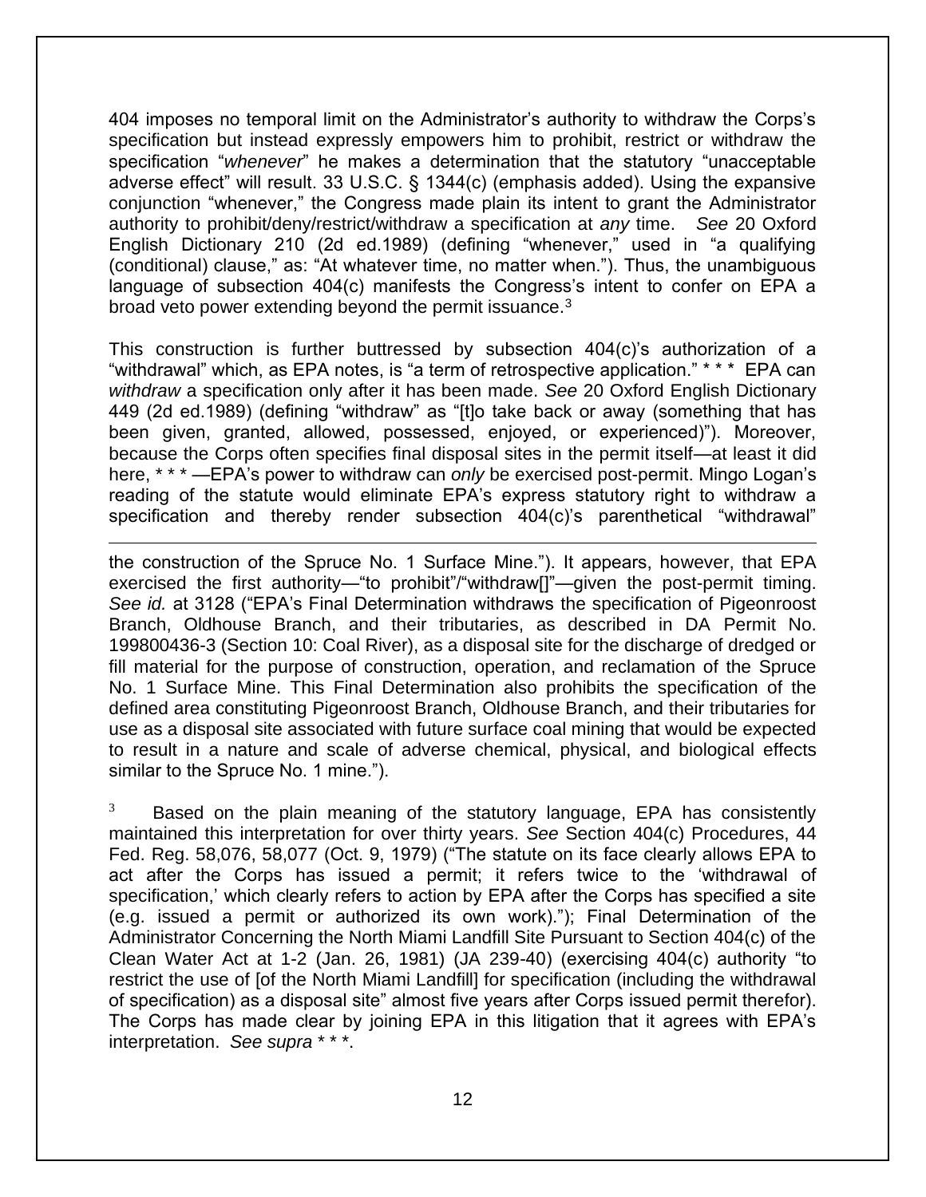404 imposes no temporal limit on the Administrator's authority to withdraw the Corps's specification but instead expressly empowers him to prohibit, restrict or withdraw the specification "*whenever*" he makes a determination that the statutory "unacceptable adverse effect" will result. 33 U.S.C. § 1344(c) (emphasis added). Using the expansive conjunction "whenever," the Congress made plain its intent to grant the Administrator authority to prohibit/deny/restrict/withdraw a specification at *any* time. *See* 20 Oxford English Dictionary 210 (2d ed.1989) (defining "whenever," used in "a qualifying (conditional) clause," as: "At whatever time, no matter when."). Thus, the unambiguous language of subsection 404(c) manifests the Congress's intent to confer on EPA a broad veto power extending beyond the permit issuance.[3]

This construction is further buttressed by subsection 404(c)'s authorization of a "withdrawal" which, as EPA notes, is "a term of retrospective application." * * * EPA can *withdraw* a specification only after it has been made. *See* 20 Oxford English Dictionary 449 (2d ed.1989) (defining "withdraw" as "[t]o take back or away (something that has been given, granted, allowed, possessed, enjoyed, or experienced)"). Moreover, because the Corps often specifies final disposal sites in the permit itself—at least it did here, * * * —EPA's power to withdraw can *only* be exercised post-permit. Mingo Logan's reading of the statute would eliminate EPA's express statutory right to withdraw a specification and thereby render subsection 404(c)'s parenthetical "withdrawal"

---

the construction of the Spruce No. 1 Surface Mine."). It appears, however, that EPA exercised the first authority—"to prohibit"/"withdraw[]"—given the post-permit timing. *See id.* at 3128 ("EPA's Final Determination withdraws the specification of Pigeonroost Branch, Oldhouse Branch, and their tributaries, as described in DA Permit No. 199800436-3 (Section 10: Coal River), as a disposal site for the discharge of dredged or fill material for the purpose of construction, operation, and reclamation of the Spruce No. 1 Surface Mine. This Final Determination also prohibits the specification of the defined area constituting Pigeonroost Branch, Oldhouse Branch, and their tributaries for use as a disposal site associated with future surface coal mining that would be expected to result in a nature and scale of adverse chemical, physical, and biological effects similar to the Spruce No. 1 mine.").

[3] Based on the plain meaning of the statutory language, EPA has consistently maintained this interpretation for over thirty years. *See* Section 404(c) Procedures, 44 Fed. Reg. 58,076, 58,077 (Oct. 9, 1979) ("The statute on its face clearly allows EPA to act after the Corps has issued a permit; it refers twice to the 'withdrawal of specification,' which clearly refers to action by EPA after the Corps has specified a site (e.g. issued a permit or authorized its own work)."); Final Determination of the Administrator Concerning the North Miami Landfill Site Pursuant to Section 404(c) of the Clean Water Act at 1-2 (Jan. 26, 1981) (JA 239-40) (exercising 404(c) authority "to restrict the use of [of the North Miami Landfill] for specification (including the withdrawal of specification) as a disposal site" almost five years after Corps issued permit therefor). The Corps has made clear by joining EPA in this litigation that it agrees with EPA's interpretation. *See supra* * * *.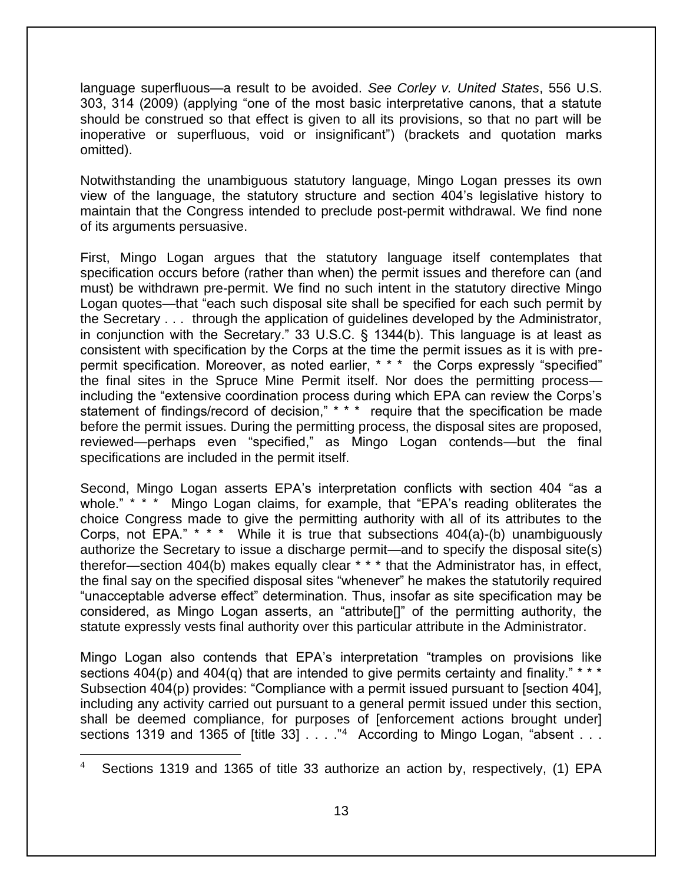language superfluous—a result to be avoided. *See Corley v. United States*, 556 U.S. 303, 314 (2009) (applying "one of the most basic interpretative canons, that a statute should be construed so that effect is given to all its provisions, so that no part will be inoperative or superfluous, void or insignificant") (brackets and quotation marks omitted).

Notwithstanding the unambiguous statutory language, Mingo Logan presses its own view of the language, the statutory structure and section 404's legislative history to maintain that the Congress intended to preclude post-permit withdrawal. We find none of its arguments persuasive.

First, Mingo Logan argues that the statutory language itself contemplates that specification occurs before (rather than when) the permit issues and therefore can (and must) be withdrawn pre-permit. We find no such intent in the statutory directive Mingo Logan quotes—that "each such disposal site shall be specified for each such permit by the Secretary . . . through the application of guidelines developed by the Administrator, in conjunction with the Secretary." 33 U.S.C. § 1344(b). This language is at least as consistent with specification by the Corps at the time the permit issues as it is with pre-permit specification. Moreover, as noted earlier, * * * the Corps expressly "specified" the final sites in the Spruce Mine Permit itself. Nor does the permitting process—including the "extensive coordination process during which EPA can review the Corps's statement of findings/record of decision," * * * require that the specification be made before the permit issues. During the permitting process, the disposal sites are proposed, reviewed—perhaps even "specified," as Mingo Logan contends—but the final specifications are included in the permit itself.

Second, Mingo Logan asserts EPA's interpretation conflicts with section 404 "as a whole." * * * Mingo Logan claims, for example, that "EPA's reading obliterates the choice Congress made to give the permitting authority with all of its attributes to the Corps, not EPA." * * * While it is true that subsections 404(a)-(b) unambiguously authorize the Secretary to issue a discharge permit—and to specify the disposal site(s) therefor—section 404(b) makes equally clear * * * that the Administrator has, in effect, the final say on the specified disposal sites "whenever" he makes the statutorily required "unacceptable adverse effect" determination. Thus, insofar as site specification may be considered, as Mingo Logan asserts, an "attribute[]" of the permitting authority, the statute expressly vests final authority over this particular attribute in the Administrator.

Mingo Logan also contends that EPA's interpretation "tramples on provisions like sections 404(p) and 404(q) that are intended to give permits certainty and finality." * * * Subsection 404(p) provides: "Compliance with a permit issued pursuant to [section 404], including any activity carried out pursuant to a general permit issued under this section, shall be deemed compliance, for purposes of [enforcement actions brought under] sections 1319 and 1365 of [title 33] . . . ."[4] According to Mingo Logan, "absent . . .

[4] Sections 1319 and 1365 of title 33 authorize an action by, respectively, (1) EPA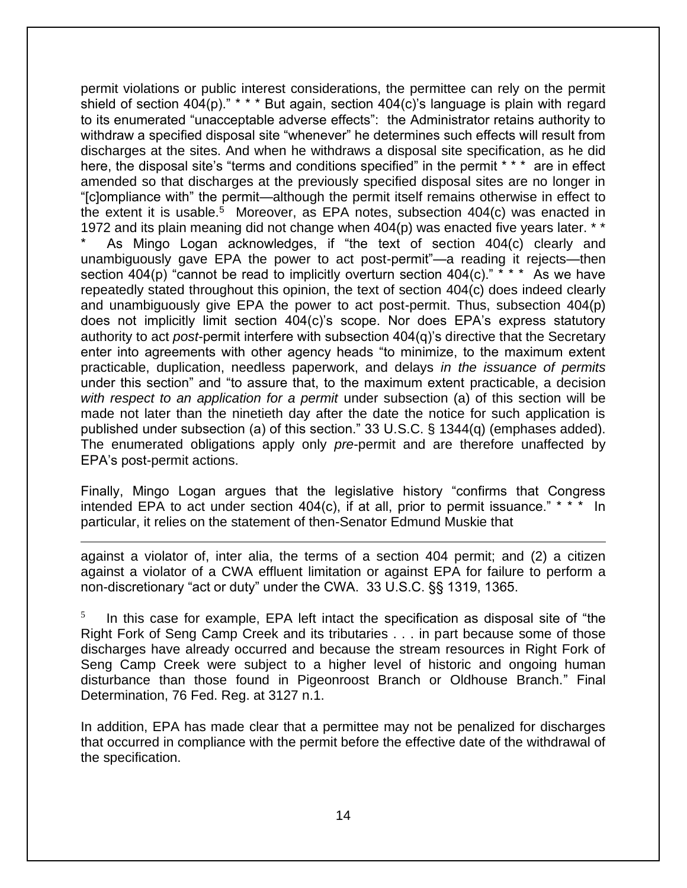permit violations or public interest considerations, the permittee can rely on the permit shield of section 404(p)." * * * But again, section 404(c)'s language is plain with regard to its enumerated "unacceptable adverse effects": the Administrator retains authority to withdraw a specified disposal site "whenever" he determines such effects will result from discharges at the sites. And when he withdraws a disposal site specification, as he did here, the disposal site's "terms and conditions specified" in the permit * * * are in effect amended so that discharges at the previously specified disposal sites are no longer in "[c]ompliance with" the permit—although the permit itself remains otherwise in effect to the extent it is usable.[5] Moreover, as EPA notes, subsection 404(c) was enacted in 1972 and its plain meaning did not change when 404(p) was enacted five years later. * * * As Mingo Logan acknowledges, if "the text of section 404(c) clearly and unambiguously gave EPA the power to act post-permit"—a reading it rejects—then section 404(p) "cannot be read to implicitly overturn section 404(c)." * * * As we have repeatedly stated throughout this opinion, the text of section 404(c) does indeed clearly and unambiguously give EPA the power to act post-permit. Thus, subsection 404(p) does not implicitly limit section 404(c)'s scope. Nor does EPA's express statutory authority to act *post*-permit interfere with subsection 404(q)'s directive that the Secretary enter into agreements with other agency heads "to minimize, to the maximum extent practicable, duplication, needless paperwork, and delays *in the issuance of permits* under this section" and "to assure that, to the maximum extent practicable, a decision *with respect to an application for a permit* under subsection (a) of this section will be made not later than the ninetieth day after the date the notice for such application is published under subsection (a) of this section." 33 U.S.C. § 1344(q) (emphases added). The enumerated obligations apply only *pre*-permit and are therefore unaffected by EPA's post-permit actions.

Finally, Mingo Logan argues that the legislative history "confirms that Congress intended EPA to act under section 404(c), if at all, prior to permit issuance." * * * In particular, it relies on the statement of then-Senator Edmund Muskie that

---

against a violator of, inter alia, the terms of a section 404 permit; and (2) a citizen against a violator of a CWA effluent limitation or against EPA for failure to perform a non-discretionary "act or duty" under the CWA. 33 U.S.C. §§ 1319, 1365.

[5] In this case for example, EPA left intact the specification as disposal site of "the Right Fork of Seng Camp Creek and its tributaries . . . in part because some of those discharges have already occurred and because the stream resources in Right Fork of Seng Camp Creek were subject to a higher level of historic and ongoing human disturbance than those found in Pigeonroost Branch or Oldhouse Branch." Final Determination, 76 Fed. Reg. at 3127 n.1.

In addition, EPA has made clear that a permittee may not be penalized for discharges that occurred in compliance with the permit before the effective date of the withdrawal of the specification.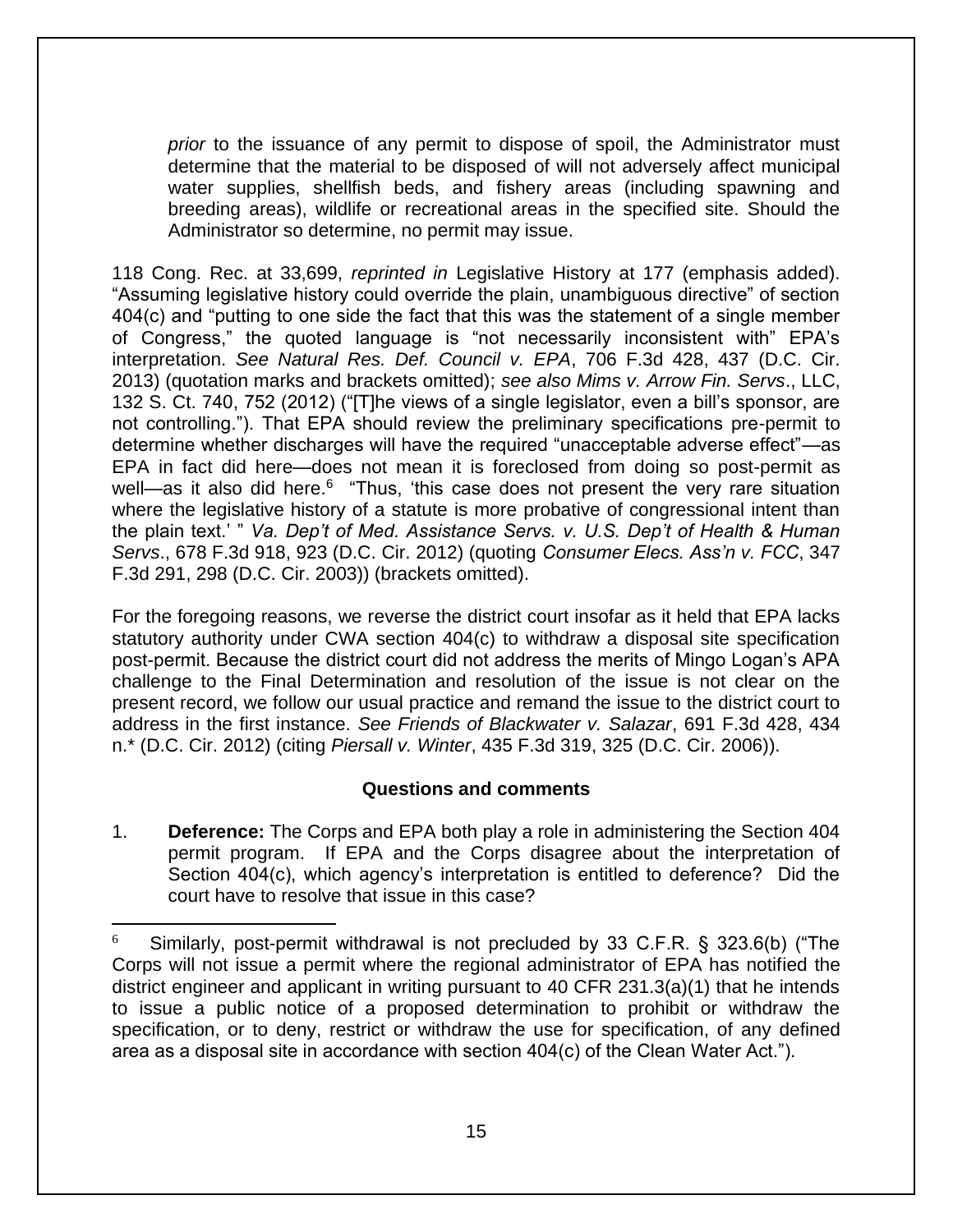> *prior* to the issuance of any permit to dispose of spoil, the Administrator must determine that the material to be disposed of will not adversely affect municipal water supplies, shellfish beds, and fishery areas (including spawning and breeding areas), wildlife or recreational areas in the specified site. Should the Administrator so determine, no permit may issue.

118 Cong. Rec. at 33,699, *reprinted in* Legislative History at 177 (emphasis added). "Assuming legislative history could override the plain, unambiguous directive" of section 404(c) and "putting to one side the fact that this was the statement of a single member of Congress," the quoted language is "not necessarily inconsistent with" EPA's interpretation. *See Natural Res. Def. Council v. EPA*, 706 F.3d 428, 437 (D.C. Cir. 2013) (quotation marks and brackets omitted); *see also Mims v. Arrow Fin. Servs*., LLC, 132 S. Ct. 740, 752 (2012) ("[T]he views of a single legislator, even a bill's sponsor, are not controlling."). That EPA should review the preliminary specifications pre-permit to determine whether discharges will have the required "unacceptable adverse effect"—as EPA in fact did here—does not mean it is foreclosed from doing so post-permit as well—as it also did here.[6] "Thus, 'this case does not present the very rare situation where the legislative history of a statute is more probative of congressional intent than the plain text.' " *Va. Dep't of Med. Assistance Servs. v. U.S. Dep't of Health & Human Servs*., 678 F.3d 918, 923 (D.C. Cir. 2012) (quoting *Consumer Elecs. Ass'n v. FCC*, 347 F.3d 291, 298 (D.C. Cir. 2003)) (brackets omitted).

For the foregoing reasons, we reverse the district court insofar as it held that EPA lacks statutory authority under CWA section 404(c) to withdraw a disposal site specification post-permit. Because the district court did not address the merits of Mingo Logan's APA challenge to the Final Determination and resolution of the issue is not clear on the present record, we follow our usual practice and remand the issue to the district court to address in the first instance. *See Friends of Blackwater v. Salazar*, 691 F.3d 428, 434 n.* (D.C. Cir. 2012) (citing *Piersall v. Winter*, 435 F.3d 319, 325 (D.C. Cir. 2006)).

**Questions and comments**

1. **Deference:** The Corps and EPA both play a role in administering the Section 404 permit program. If EPA and the Corps disagree about the interpretation of Section 404(c), which agency's interpretation is entitled to deference? Did the court have to resolve that issue in this case?

---

[6] Similarly, post-permit withdrawal is not precluded by 33 C.F.R. § 323.6(b) ("The Corps will not issue a permit where the regional administrator of EPA has notified the district engineer and applicant in writing pursuant to 40 CFR 231.3(a)(1) that he intends to issue a public notice of a proposed determination to prohibit or withdraw the specification, or to deny, restrict or withdraw the use for specification, of any defined area as a disposal site in accordance with section 404(c) of the Clean Water Act.").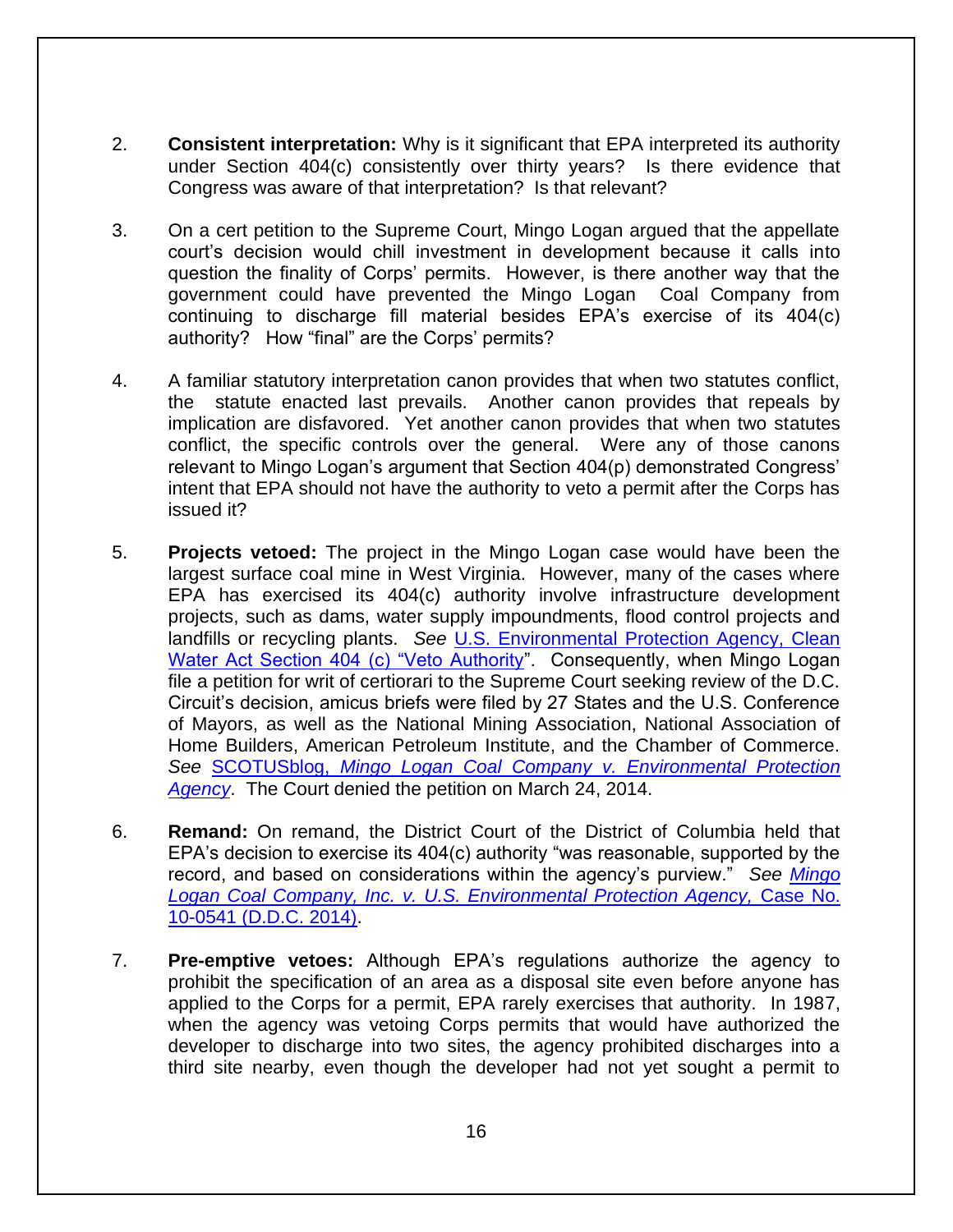2. **Consistent interpretation:** Why is it significant that EPA interpreted its authority under Section 404(c) consistently over thirty years? Is there evidence that Congress was aware of that interpretation? Is that relevant?

3. On a cert petition to the Supreme Court, Mingo Logan argued that the appellate court's decision would chill investment in development because it calls into question the finality of Corps' permits. However, is there another way that the government could have prevented the Mingo Logan Coal Company from continuing to discharge fill material besides EPA's exercise of its 404(c) authority? How "final" are the Corps' permits?

4. A familiar statutory interpretation canon provides that when two statutes conflict, the statute enacted last prevails. Another canon provides that repeals by implication are disfavored. Yet another canon provides that when two statutes conflict, the specific controls over the general. Were any of those canons relevant to Mingo Logan's argument that Section 404(p) demonstrated Congress' intent that EPA should not have the authority to veto a permit after the Corps has issued it?

5. **Projects vetoed:** The project in the Mingo Logan case would have been the largest surface coal mine in West Virginia. However, many of the cases where EPA has exercised its 404(c) authority involve infrastructure development projects, such as dams, water supply impoundments, flood control projects and landfills or recycling plants. *See* U.S. Environmental Protection Agency, Clean Water Act Section 404 (c) "Veto Authority". Consequently, when Mingo Logan file a petition for writ of certiorari to the Supreme Court seeking review of the D.C. Circuit's decision, amicus briefs were filed by 27 States and the U.S. Conference of Mayors, as well as the National Mining Association, National Association of Home Builders, American Petroleum Institute, and the Chamber of Commerce. *See* SCOTUSblog, *Mingo Logan Coal Company v. Environmental Protection Agency*. The Court denied the petition on March 24, 2014.

6. **Remand:** On remand, the District Court of the District of Columbia held that EPA's decision to exercise its 404(c) authority "was reasonable, supported by the record, and based on considerations within the agency's purview." *See Mingo Logan Coal Company, Inc. v. U.S. Environmental Protection Agency,* Case No. 10-0541 (D.D.C. 2014).

7. **Pre-emptive vetoes:** Although EPA's regulations authorize the agency to prohibit the specification of an area as a disposal site even before anyone has applied to the Corps for a permit, EPA rarely exercises that authority. In 1987, when the agency was vetoing Corps permits that would have authorized the developer to discharge into two sites, the agency prohibited discharges into a third site nearby, even though the developer had not yet sought a permit to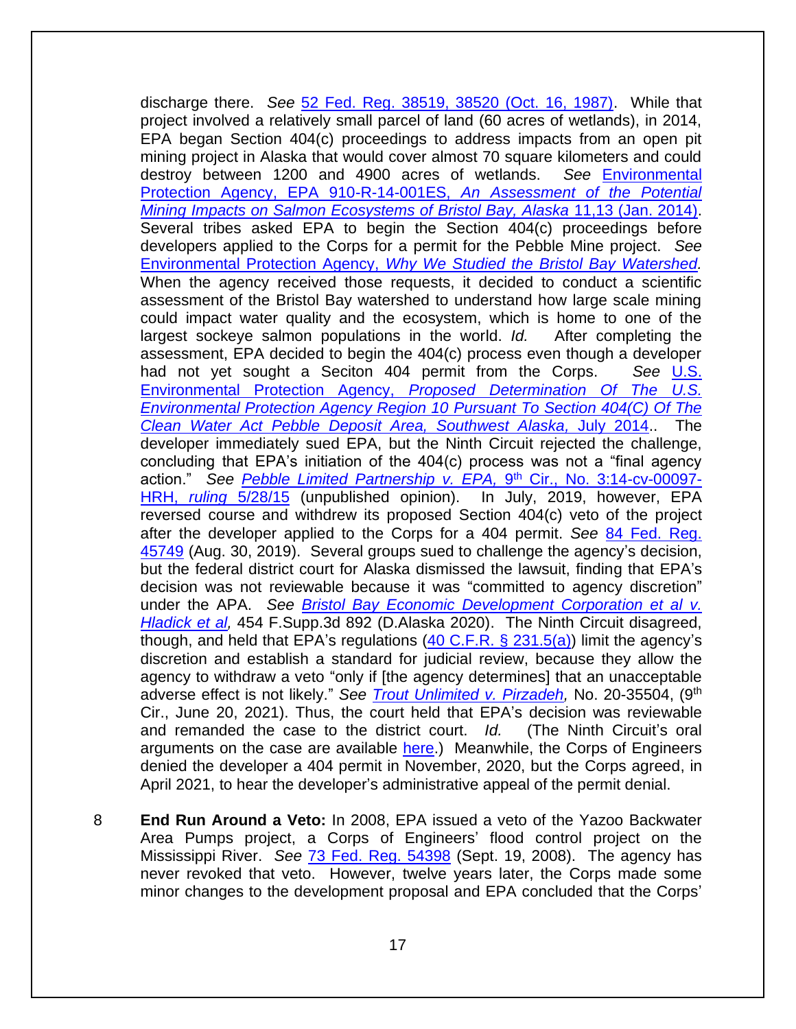discharge there. *See* 52 Fed. Reg. 38519, 38520 (Oct. 16, 1987). While that project involved a relatively small parcel of land (60 acres of wetlands), in 2014, EPA began Section 404(c) proceedings to address impacts from an open pit mining project in Alaska that would cover almost 70 square kilometers and could destroy between 1200 and 4900 acres of wetlands. *See* Environmental Protection Agency, EPA 910-R-14-001ES, *An Assessment of the Potential Mining Impacts on Salmon Ecosystems of Bristol Bay, Alaska* 11,13 (Jan. 2014). Several tribes asked EPA to begin the Section 404(c) proceedings before developers applied to the Corps for a permit for the Pebble Mine project. *See* Environmental Protection Agency, *Why We Studied the Bristol Bay Watershed.* When the agency received those requests, it decided to conduct a scientific assessment of the Bristol Bay watershed to understand how large scale mining could impact water quality and the ecosystem, which is home to one of the largest sockeye salmon populations in the world. *Id.* After completing the assessment, EPA decided to begin the 404(c) process even though a developer had not yet sought a Seciton 404 permit from the Corps. *See* U.S. Environmental Protection Agency, *Proposed Determination Of The U.S. Environmental Protection Agency Region 10 Pursuant To Section 404(C) Of The Clean Water Act Pebble Deposit Area, Southwest Alaska,* July 2014.. The developer immediately sued EPA, but the Ninth Circuit rejected the challenge, concluding that EPA's initiation of the 404(c) process was not a "final agency action." *See Pebble Limited Partnership v. EPA,* 9th Cir., No. 3:14-cv-00097-HRH, *ruling* 5/28/15 (unpublished opinion). In July, 2019, however, EPA reversed course and withdrew its proposed Section 404(c) veto of the project after the developer applied to the Corps for a 404 permit. *See* 84 Fed. Reg. 45749 (Aug. 30, 2019). Several groups sued to challenge the agency's decision, but the federal district court for Alaska dismissed the lawsuit, finding that EPA's decision was not reviewable because it was "committed to agency discretion" under the APA. *See Bristol Bay Economic Development Corporation et al v. Hladick et al,* 454 F.Supp.3d 892 (D.Alaska 2020). The Ninth Circuit disagreed, though, and held that EPA's regulations (40 C.F.R. § 231.5(a)) limit the agency's discretion and establish a standard for judicial review, because they allow the agency to withdraw a veto "only if [the agency determines] that an unacceptable adverse effect is not likely." *See Trout Unlimited v. Pirzadeh,* No. 20-35504, (9th Cir., June 20, 2021). Thus, the court held that EPA's decision was reviewable and remanded the case to the district court. *Id.* (The Ninth Circuit's oral arguments on the case are available here.) Meanwhile, the Corps of Engineers denied the developer a 404 permit in November, 2020, but the Corps agreed, in April 2021, to hear the developer's administrative appeal of the permit denial.

8 **End Run Around a Veto:** In 2008, EPA issued a veto of the Yazoo Backwater Area Pumps project, a Corps of Engineers' flood control project on the Mississippi River. *See* 73 Fed. Reg. 54398 (Sept. 19, 2008). The agency has never revoked that veto. However, twelve years later, the Corps made some minor changes to the development proposal and EPA concluded that the Corps'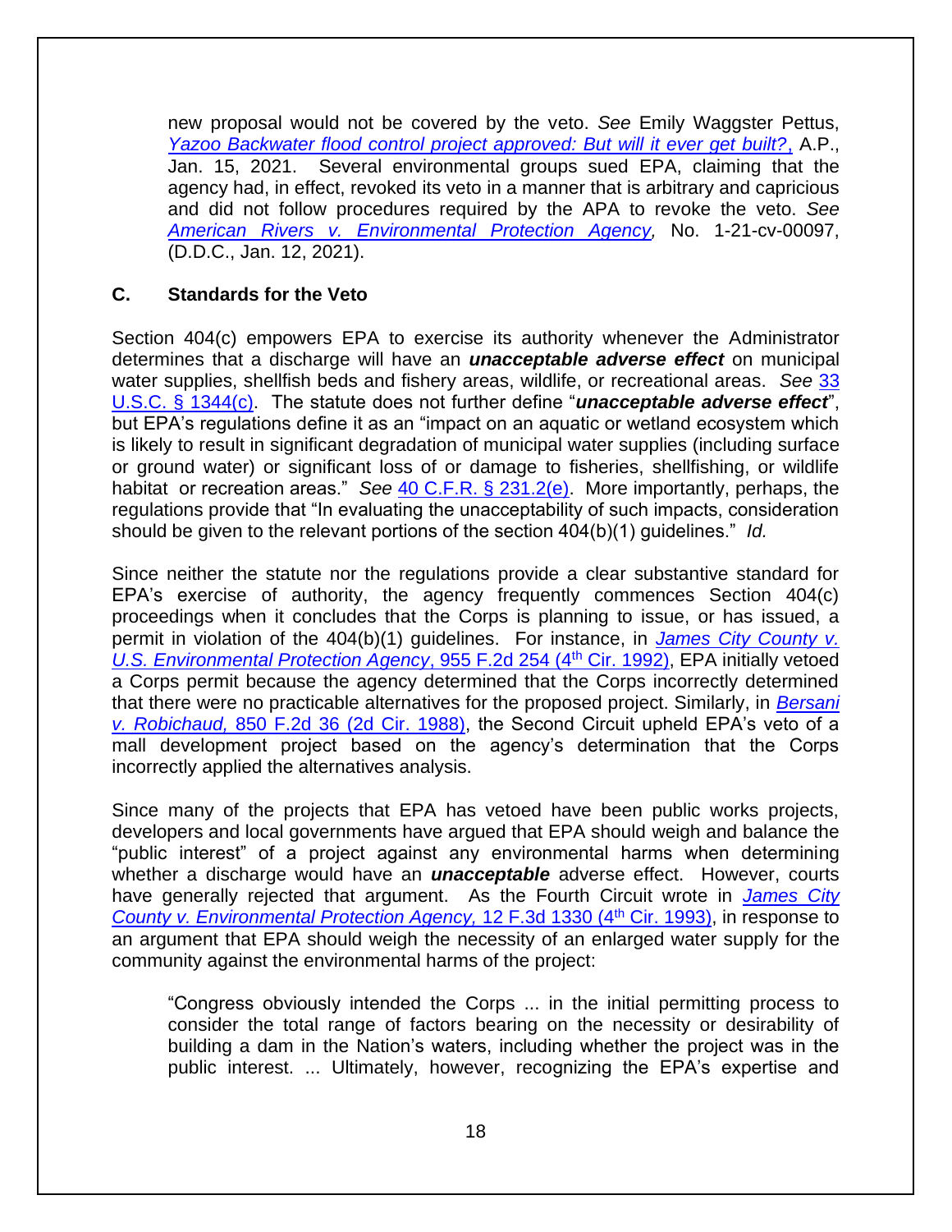new proposal would not be covered by the veto. *See* Emily Waggster Pettus, *Yazoo Backwater flood control project approved: But will it ever get built?*, A.P., Jan. 15, 2021. Several environmental groups sued EPA, claiming that the agency had, in effect, revoked its veto in a manner that is arbitrary and capricious and did not follow procedures required by the APA to revoke the veto. *See American Rivers v. Environmental Protection Agency*, No. 1-21-cv-00097, (D.D.C., Jan. 12, 2021).

### C. Standards for the Veto

Section 404(c) empowers EPA to exercise its authority whenever the Administrator determines that a discharge will have an ***unacceptable adverse effect*** on municipal water supplies, shellfish beds and fishery areas, wildlife, or recreational areas. *See* 33 U.S.C. § 1344(c). The statute does not further define "***unacceptable adverse effect***", but EPA's regulations define it as an "impact on an aquatic or wetland ecosystem which is likely to result in significant degradation of municipal water supplies (including surface or ground water) or significant loss of or damage to fisheries, shellfishing, or wildlife habitat or recreation areas." *See* 40 C.F.R. § 231.2(e). More importantly, perhaps, the regulations provide that "In evaluating the unacceptability of such impacts, consideration should be given to the relevant portions of the section 404(b)(1) guidelines." *Id.*

Since neither the statute nor the regulations provide a clear substantive standard for EPA's exercise of authority, the agency frequently commences Section 404(c) proceedings when it concludes that the Corps is planning to issue, or has issued, a permit in violation of the 404(b)(1) guidelines. For instance, in *James City County v. U.S. Environmental Protection Agency*, 955 F.2d 254 (4th Cir. 1992), EPA initially vetoed a Corps permit because the agency determined that the Corps incorrectly determined that there were no practicable alternatives for the proposed project. Similarly, in *Bersani v. Robichaud,* 850 F.2d 36 (2d Cir. 1988), the Second Circuit upheld EPA's veto of a mall development project based on the agency's determination that the Corps incorrectly applied the alternatives analysis.

Since many of the projects that EPA has vetoed have been public works projects, developers and local governments have argued that EPA should weigh and balance the "public interest" of a project against any environmental harms when determining whether a discharge would have an ***unacceptable*** adverse effect. However, courts have generally rejected that argument. As the Fourth Circuit wrote in *James City County v. Environmental Protection Agency,* 12 F.3d 1330 (4th Cir. 1993), in response to an argument that EPA should weigh the necessity of an enlarged water supply for the community against the environmental harms of the project:

> "Congress obviously intended the Corps ... in the initial permitting process to consider the total range of factors bearing on the necessity or desirability of building a dam in the Nation's waters, including whether the project was in the public interest. ... Ultimately, however, recognizing the EPA's expertise and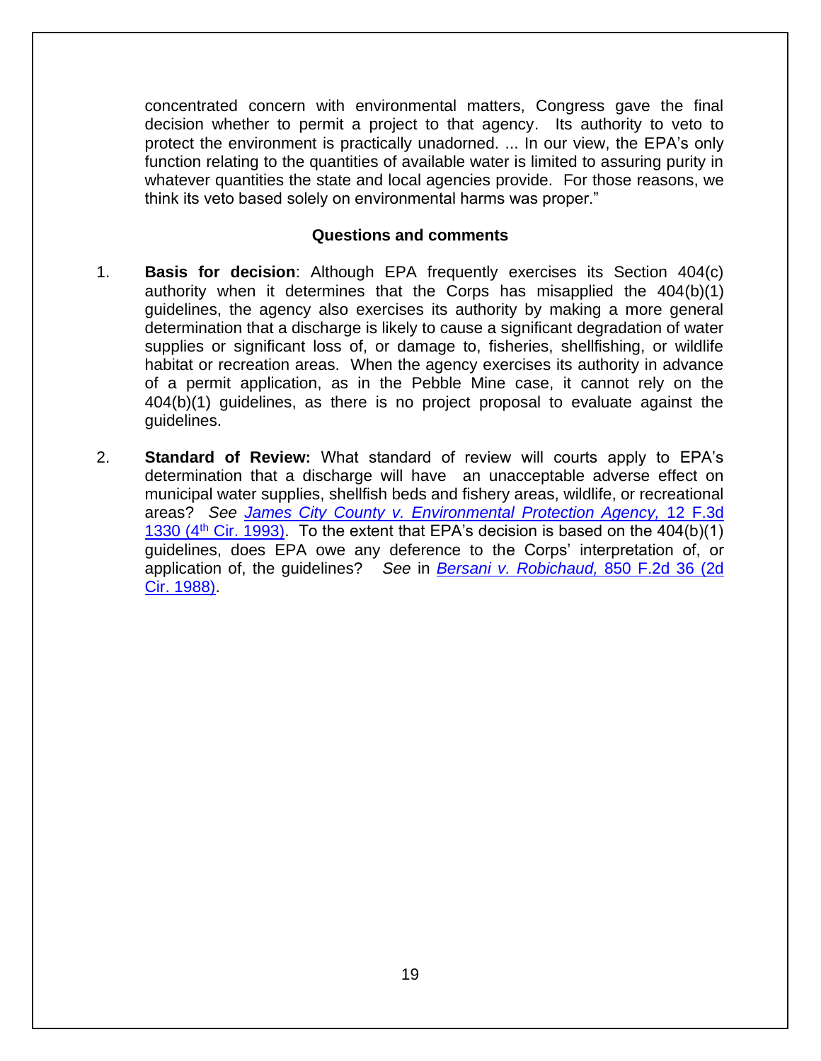concentrated concern with environmental matters, Congress gave the final decision whether to permit a project to that agency. Its authority to veto to protect the environment is practically unadorned. ... In our view, the EPA's only function relating to the quantities of available water is limited to assuring purity in whatever quantities the state and local agencies provide. For those reasons, we think its veto based solely on environmental harms was proper."

**Questions and comments**

1. **Basis for decision**: Although EPA frequently exercises its Section 404(c) authority when it determines that the Corps has misapplied the 404(b)(1) guidelines, the agency also exercises its authority by making a more general determination that a discharge is likely to cause a significant degradation of water supplies or significant loss of, or damage to, fisheries, shellfishing, or wildlife habitat or recreation areas. When the agency exercises its authority in advance of a permit application, as in the Pebble Mine case, it cannot rely on the 404(b)(1) guidelines, as there is no project proposal to evaluate against the guidelines.

2. **Standard of Review:** What standard of review will courts apply to EPA's determination that a discharge will have an unacceptable adverse effect on municipal water supplies, shellfish beds and fishery areas, wildlife, or recreational areas? *See* *James City County v. Environmental Protection Agency,* 12 F.3d 1330 (4th Cir. 1993). To the extent that EPA's decision is based on the 404(b)(1) guidelines, does EPA owe any deference to the Corps' interpretation of, or application of, the guidelines? *See* in *Bersani v. Robichaud,* 850 F.2d 36 (2d Cir. 1988).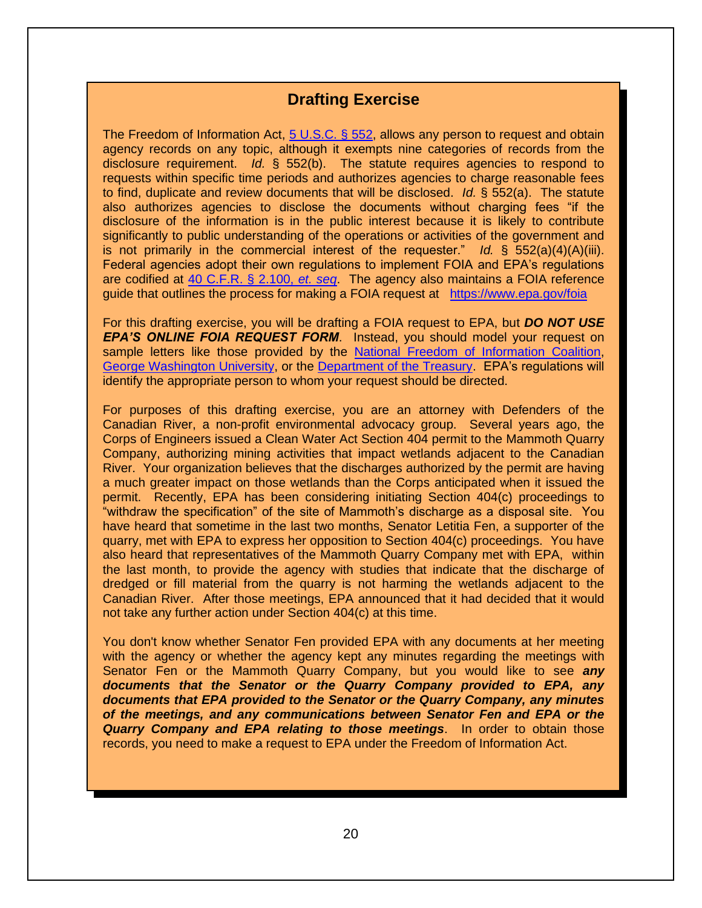## Drafting Exercise

The Freedom of Information Act, 5 U.S.C. § 552, allows any person to request and obtain agency records on any topic, although it exempts nine categories of records from the disclosure requirement. *Id.* § 552(b). The statute requires agencies to respond to requests within specific time periods and authorizes agencies to charge reasonable fees to find, duplicate and review documents that will be disclosed. *Id.* § 552(a). The statute also authorizes agencies to disclose the documents without charging fees "if the disclosure of the information is in the public interest because it is likely to contribute significantly to public understanding of the operations or activities of the government and is not primarily in the commercial interest of the requester." *Id.* § 552(a)(4)(A)(iii). Federal agencies adopt their own regulations to implement FOIA and EPA's regulations are codified at 40 C.F.R. § 2.100, *et. seq*. The agency also maintains a FOIA reference guide that outlines the process for making a FOIA request at https://www.epa.gov/foia

For this drafting exercise, you will be drafting a FOIA request to EPA, but ***DO NOT USE EPA'S ONLINE FOIA REQUEST FORM***. Instead, you should model your request on sample letters like those provided by the National Freedom of Information Coalition, George Washington University, or the Department of the Treasury. EPA's regulations will identify the appropriate person to whom your request should be directed.

For purposes of this drafting exercise, you are an attorney with Defenders of the Canadian River, a non-profit environmental advocacy group. Several years ago, the Corps of Engineers issued a Clean Water Act Section 404 permit to the Mammoth Quarry Company, authorizing mining activities that impact wetlands adjacent to the Canadian River. Your organization believes that the discharges authorized by the permit are having a much greater impact on those wetlands than the Corps anticipated when it issued the permit. Recently, EPA has been considering initiating Section 404(c) proceedings to "withdraw the specification" of the site of Mammoth's discharge as a disposal site. You have heard that sometime in the last two months, Senator Letitia Fen, a supporter of the quarry, met with EPA to express her opposition to Section 404(c) proceedings. You have also heard that representatives of the Mammoth Quarry Company met with EPA, within the last month, to provide the agency with studies that indicate that the discharge of dredged or fill material from the quarry is not harming the wetlands adjacent to the Canadian River. After those meetings, EPA announced that it had decided that it would not take any further action under Section 404(c) at this time.

You don't know whether Senator Fen provided EPA with any documents at her meeting with the agency or whether the agency kept any minutes regarding the meetings with Senator Fen or the Mammoth Quarry Company, but you would like to see ***any documents that the Senator or the Quarry Company provided to EPA, any documents that EPA provided to the Senator or the Quarry Company, any minutes of the meetings, and any communications between Senator Fen and EPA or the Quarry Company and EPA relating to those meetings***. In order to obtain those records, you need to make a request to EPA under the Freedom of Information Act.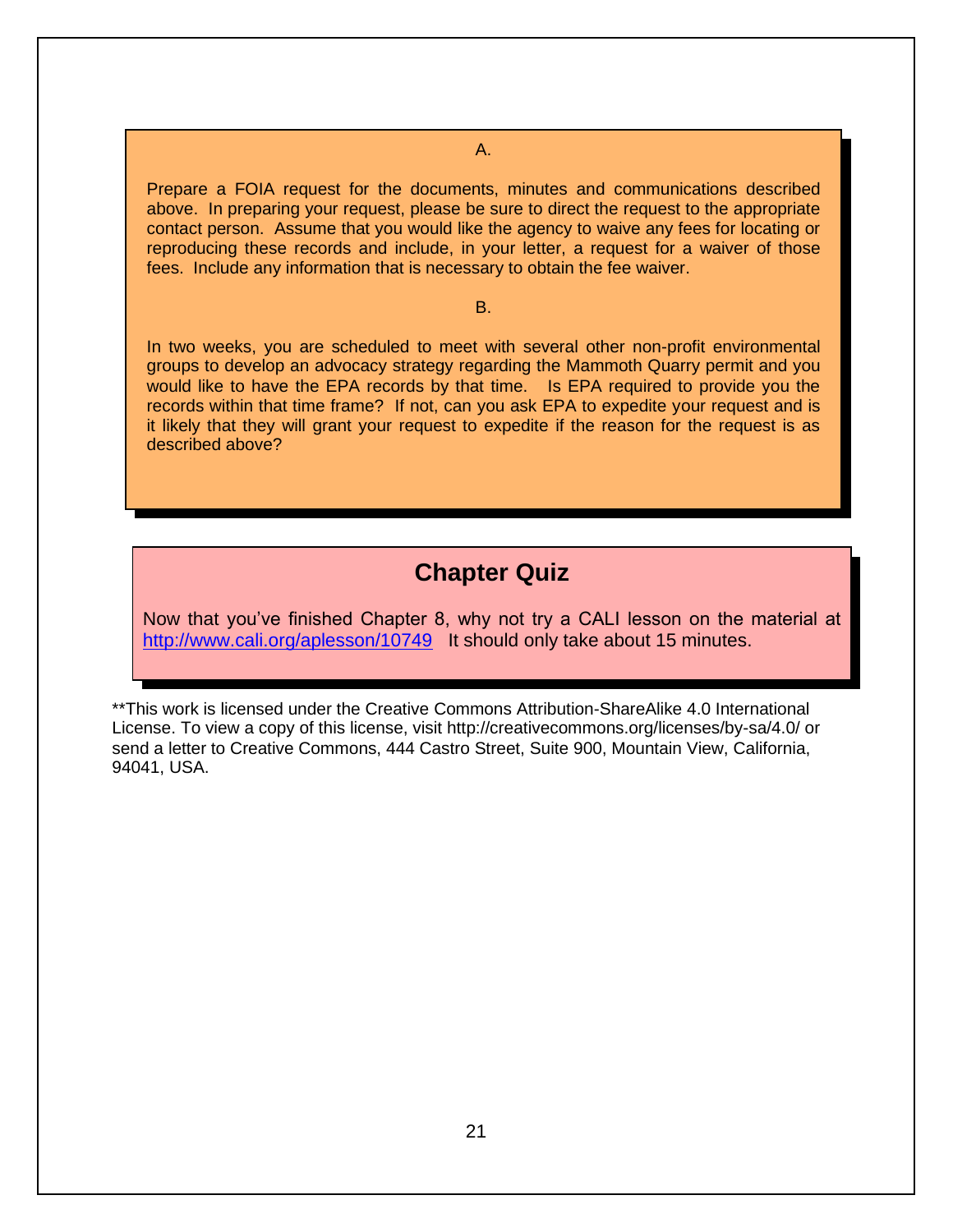A.

Prepare a FOIA request for the documents, minutes and communications described above. In preparing your request, please be sure to direct the request to the appropriate contact person. Assume that you would like the agency to waive any fees for locating or reproducing these records and include, in your letter, a request for a waiver of those fees. Include any information that is necessary to obtain the fee waiver.

B.

In two weeks, you are scheduled to meet with several other non-profit environmental groups to develop an advocacy strategy regarding the Mammoth Quarry permit and you would like to have the EPA records by that time. Is EPA required to provide you the records within that time frame? If not, can you ask EPA to expedite your request and is it likely that they will grant your request to expedite if the reason for the request is as described above?

## Chapter Quiz

Now that you've finished Chapter 8, why not try a CALI lesson on the material at http://www.cali.org/aplesson/10749 It should only take about 15 minutes.

**This work is licensed under the Creative Commons Attribution-ShareAlike 4.0 International License. To view a copy of this license, visit http://creativecommons.org/licenses/by-sa/4.0/ or send a letter to Creative Commons, 444 Castro Street, Suite 900, Mountain View, California, 94041, USA.